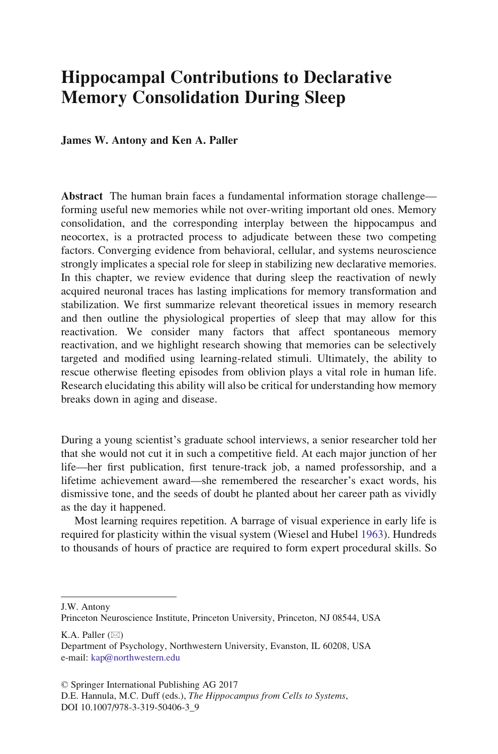# Hippocampal Contributions to Declarative Memory Consolidation During Sleep

**James W. Antony and Ken A. Paller**

**Abstract** The human brain faces a fundamental information storage challenge—forming useful new memories while not over-writing important old ones. Memory consolidation, and the corresponding interplay between the hippocampus and neocortex, is a protracted process to adjudicate between these two competing factors. Converging evidence from behavioral, cellular, and systems neuroscience strongly implicates a special role for sleep in stabilizing new declarative memories. In this chapter, we review evidence that during sleep the reactivation of newly acquired neuronal traces has lasting implications for memory transformation and stabilization. We first summarize relevant theoretical issues in memory research and then outline the physiological properties of sleep that may allow for this reactivation. We consider many factors that affect spontaneous memory reactivation, and we highlight research showing that memories can be selectively targeted and modified using learning-related stimuli. Ultimately, the ability to rescue otherwise fleeting episodes from oblivion plays a vital role in human life. Research elucidating this ability will also be critical for understanding how memory breaks down in aging and disease.

During a young scientist's graduate school interviews, a senior researcher told her that she would not cut it in such a competitive field. At each major junction of her life—her first publication, first tenure-track job, a named professorship, and a lifetime achievement award—she remembered the researcher's exact words, his dismissive tone, and the seeds of doubt he planted about her career path as vividly as the day it happened.

Most learning requires repetition. A barrage of visual experience in early life is required for plasticity within the visual system (Wiesel and Hubel 1963). Hundreds to thousands of hours of practice are required to form expert procedural skills. So

---

J.W. Antony
Princeton Neuroscience Institute, Princeton University, Princeton, NJ 08544, USA

K.A. Paller (✉)
Department of Psychology, Northwestern University, Evanston, IL 60208, USA
e-mail: kap@northwestern.edu

© Springer International Publishing AG 2017
D.E. Hannula, M.C. Duff (eds.), *The Hippocampus from Cells to Systems*,
DOI 10.1007/978-3-319-50406-3_9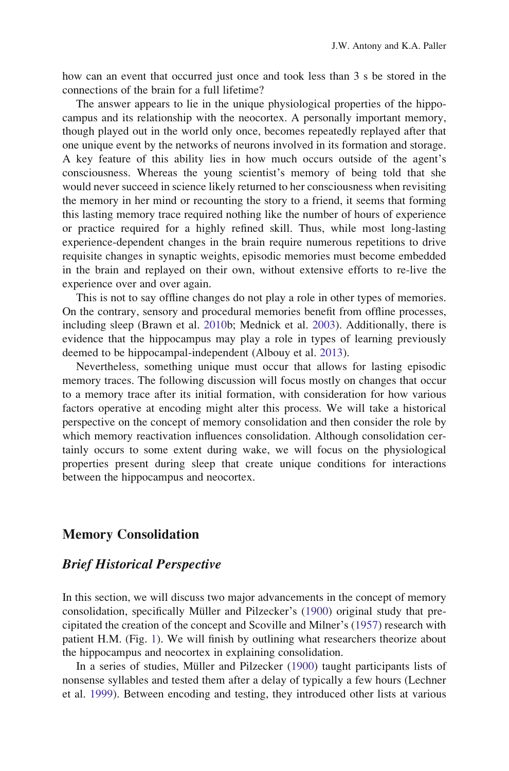how can an event that occurred just once and took less than 3 s be stored in the connections of the brain for a full lifetime?

The answer appears to lie in the unique physiological properties of the hippocampus and its relationship with the neocortex. A personally important memory, though played out in the world only once, becomes repeatedly replayed after that one unique event by the networks of neurons involved in its formation and storage. A key feature of this ability lies in how much occurs outside of the agent's consciousness. Whereas the young scientist's memory of being told that she would never succeed in science likely returned to her consciousness when revisiting the memory in her mind or recounting the story to a friend, it seems that forming this lasting memory trace required nothing like the number of hours of experience or practice required for a highly refined skill. Thus, while most long-lasting experience-dependent changes in the brain require numerous repetitions to drive requisite changes in synaptic weights, episodic memories must become embedded in the brain and replayed on their own, without extensive efforts to re-live the experience over and over again.

This is not to say offline changes do not play a role in other types of memories. On the contrary, sensory and procedural memories benefit from offline processes, including sleep (Brawn et al. 2010b; Mednick et al. 2003). Additionally, there is evidence that the hippocampus may play a role in types of learning previously deemed to be hippocampal-independent (Albouy et al. 2013).

Nevertheless, something unique must occur that allows for lasting episodic memory traces. The following discussion will focus mostly on changes that occur to a memory trace after its initial formation, with consideration for how various factors operative at encoding might alter this process. We will take a historical perspective on the concept of memory consolidation and then consider the role by which memory reactivation influences consolidation. Although consolidation certainly occurs to some extent during wake, we will focus on the physiological properties present during sleep that create unique conditions for interactions between the hippocampus and neocortex.

## Memory Consolidation

### *Brief Historical Perspective*

In this section, we will discuss two major advancements in the concept of memory consolidation, specifically Müller and Pilzecker's (1900) original study that precipitated the creation of the concept and Scoville and Milner's (1957) research with patient H.M. (Fig. 1). We will finish by outlining what researchers theorize about the hippocampus and neocortex in explaining consolidation.

In a series of studies, Müller and Pilzecker (1900) taught participants lists of nonsense syllables and tested them after a delay of typically a few hours (Lechner et al. 1999). Between encoding and testing, they introduced other lists at various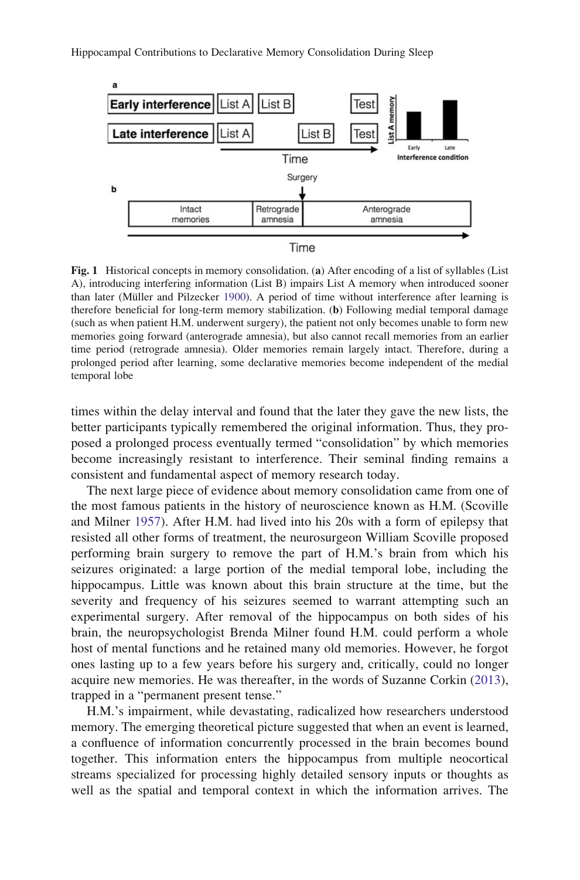**Fig. 1** Historical concepts in memory consolidation. (**a**) After encoding of a list of syllables (List A), introducing interfering information (List B) impairs List A memory when introduced sooner than later (Müller and Pilzecker 1900). A period of time without interference after learning is therefore beneficial for long-term memory stabilization. (**b**) Following medial temporal damage (such as when patient H.M. underwent surgery), the patient not only becomes unable to form new memories going forward (anterograde amnesia), but also cannot recall memories from an earlier time period (retrograde amnesia). Older memories remain largely intact. Therefore, during a prolonged period after learning, some declarative memories become independent of the medial temporal lobe

times within the delay interval and found that the later they gave the new lists, the better participants typically remembered the original information. Thus, they proposed a prolonged process eventually termed "consolidation" by which memories become increasingly resistant to interference. Their seminal finding remains a consistent and fundamental aspect of memory research today.

The next large piece of evidence about memory consolidation came from one of the most famous patients in the history of neuroscience known as H.M. (Scoville and Milner 1957). After H.M. had lived into his 20s with a form of epilepsy that resisted all other forms of treatment, the neurosurgeon William Scoville proposed performing brain surgery to remove the part of H.M.'s brain from which his seizures originated: a large portion of the medial temporal lobe, including the hippocampus. Little was known about this brain structure at the time, but the severity and frequency of his seizures seemed to warrant attempting such an experimental surgery. After removal of the hippocampus on both sides of his brain, the neuropsychologist Brenda Milner found H.M. could perform a whole host of mental functions and he retained many old memories. However, he forgot ones lasting up to a few years before his surgery and, critically, could no longer acquire new memories. He was thereafter, in the words of Suzanne Corkin (2013), trapped in a "permanent present tense."

H.M.'s impairment, while devastating, radicalized how researchers understood memory. The emerging theoretical picture suggested that when an event is learned, a confluence of information concurrently processed in the brain becomes bound together. This information enters the hippocampus from multiple neocortical streams specialized for processing highly detailed sensory inputs or thoughts as well as the spatial and temporal context in which the information arrives. The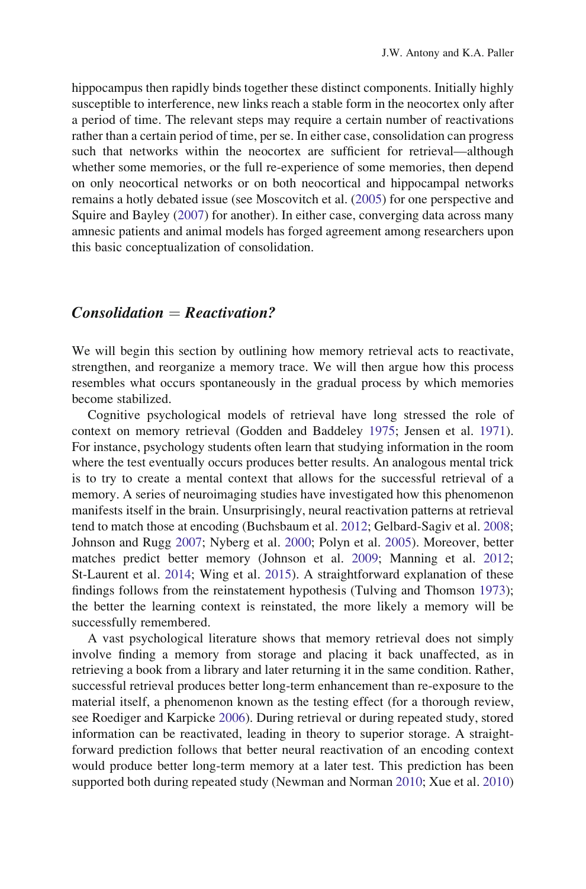hippocampus then rapidly binds together these distinct components. Initially highly susceptible to interference, new links reach a stable form in the neocortex only after a period of time. The relevant steps may require a certain number of reactivations rather than a certain period of time, per se. In either case, consolidation can progress such that networks within the neocortex are sufficient for retrieval—although whether some memories, or the full re-experience of some memories, then depend on only neocortical networks or on both neocortical and hippocampal networks remains a hotly debated issue (see Moscovitch et al. (2005) for one perspective and Squire and Bayley (2007) for another). In either case, converging data across many amnesic patients and animal models has forged agreement among researchers upon this basic conceptualization of consolidation.

## *Consolidation = Reactivation?*

We will begin this section by outlining how memory retrieval acts to reactivate, strengthen, and reorganize a memory trace. We will then argue how this process resembles what occurs spontaneously in the gradual process by which memories become stabilized.

Cognitive psychological models of retrieval have long stressed the role of context on memory retrieval (Godden and Baddeley 1975; Jensen et al. 1971). For instance, psychology students often learn that studying information in the room where the test eventually occurs produces better results. An analogous mental trick is to try to create a mental context that allows for the successful retrieval of a memory. A series of neuroimaging studies have investigated how this phenomenon manifests itself in the brain. Unsurprisingly, neural reactivation patterns at retrieval tend to match those at encoding (Buchsbaum et al. 2012; Gelbard-Sagiv et al. 2008; Johnson and Rugg 2007; Nyberg et al. 2000; Polyn et al. 2005). Moreover, better matches predict better memory (Johnson et al. 2009; Manning et al. 2012; St-Laurent et al. 2014; Wing et al. 2015). A straightforward explanation of these findings follows from the reinstatement hypothesis (Tulving and Thomson 1973); the better the learning context is reinstated, the more likely a memory will be successfully remembered.

A vast psychological literature shows that memory retrieval does not simply involve finding a memory from storage and placing it back unaffected, as in retrieving a book from a library and later returning it in the same condition. Rather, successful retrieval produces better long-term enhancement than re-exposure to the material itself, a phenomenon known as the testing effect (for a thorough review, see Roediger and Karpicke 2006). During retrieval or during repeated study, stored information can be reactivated, leading in theory to superior storage. A straightforward prediction follows that better neural reactivation of an encoding context would produce better long-term memory at a later test. This prediction has been supported both during repeated study (Newman and Norman 2010; Xue et al. 2010)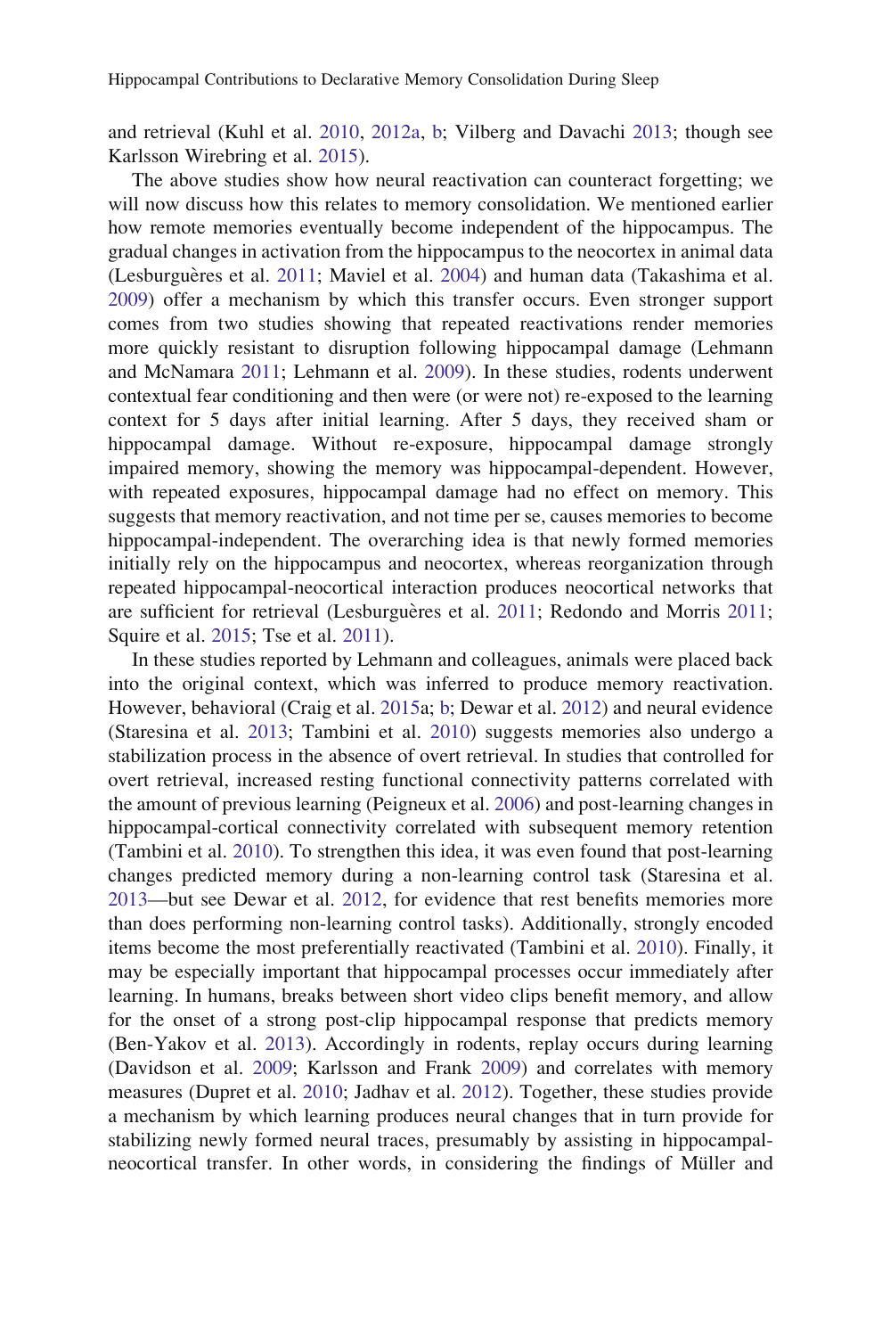and retrieval (Kuhl et al. 2010, 2012a, b; Vilberg and Davachi 2013; though see Karlsson Wirebring et al. 2015).

The above studies show how neural reactivation can counteract forgetting; we will now discuss how this relates to memory consolidation. We mentioned earlier how remote memories eventually become independent of the hippocampus. The gradual changes in activation from the hippocampus to the neocortex in animal data (Lesburguères et al. 2011; Maviel et al. 2004) and human data (Takashima et al. 2009) offer a mechanism by which this transfer occurs. Even stronger support comes from two studies showing that repeated reactivations render memories more quickly resistant to disruption following hippocampal damage (Lehmann and McNamara 2011; Lehmann et al. 2009). In these studies, rodents underwent contextual fear conditioning and then were (or were not) re-exposed to the learning context for 5 days after initial learning. After 5 days, they received sham or hippocampal damage. Without re-exposure, hippocampal damage strongly impaired memory, showing the memory was hippocampal-dependent. However, with repeated exposures, hippocampal damage had no effect on memory. This suggests that memory reactivation, and not time per se, causes memories to become hippocampal-independent. The overarching idea is that newly formed memories initially rely on the hippocampus and neocortex, whereas reorganization through repeated hippocampal-neocortical interaction produces neocortical networks that are sufficient for retrieval (Lesburguères et al. 2011; Redondo and Morris 2011; Squire et al. 2015; Tse et al. 2011).

In these studies reported by Lehmann and colleagues, animals were placed back into the original context, which was inferred to produce memory reactivation. However, behavioral (Craig et al. 2015a; b; Dewar et al. 2012) and neural evidence (Staresina et al. 2013; Tambini et al. 2010) suggests memories also undergo a stabilization process in the absence of overt retrieval. In studies that controlled for overt retrieval, increased resting functional connectivity patterns correlated with the amount of previous learning (Peigneux et al. 2006) and post-learning changes in hippocampal-cortical connectivity correlated with subsequent memory retention (Tambini et al. 2010). To strengthen this idea, it was even found that post-learning changes predicted memory during a non-learning control task (Staresina et al. 2013—but see Dewar et al. 2012, for evidence that rest benefits memories more than does performing non-learning control tasks). Additionally, strongly encoded items become the most preferentially reactivated (Tambini et al. 2010). Finally, it may be especially important that hippocampal processes occur immediately after learning. In humans, breaks between short video clips benefit memory, and allow for the onset of a strong post-clip hippocampal response that predicts memory (Ben-Yakov et al. 2013). Accordingly in rodents, replay occurs during learning (Davidson et al. 2009; Karlsson and Frank 2009) and correlates with memory measures (Dupret et al. 2010; Jadhav et al. 2012). Together, these studies provide a mechanism by which learning produces neural changes that in turn provide for stabilizing newly formed neural traces, presumably by assisting in hippocampal-neocortical transfer. In other words, in considering the findings of Müller and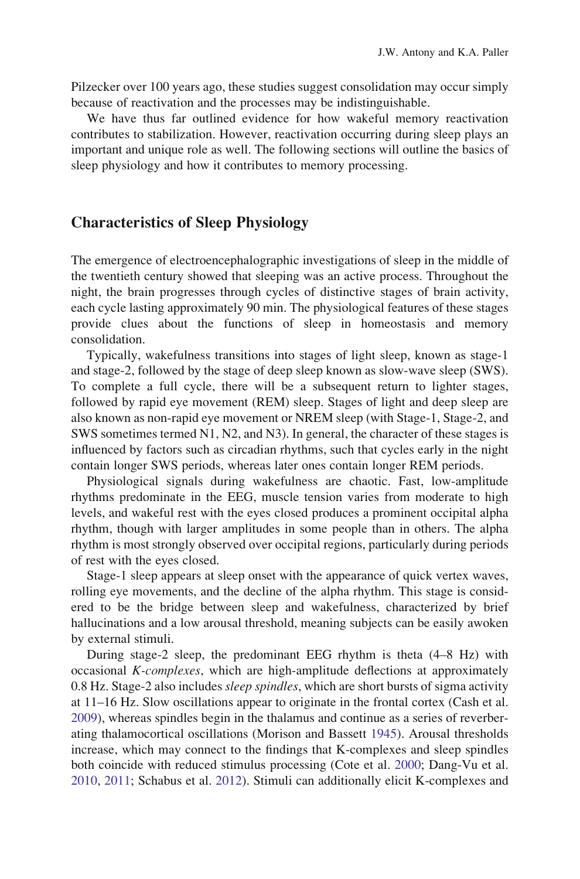Pilzecker over 100 years ago, these studies suggest consolidation may occur simply because of reactivation and the processes may be indistinguishable.

We have thus far outlined evidence for how wakeful memory reactivation contributes to stabilization. However, reactivation occurring during sleep plays an important and unique role as well. The following sections will outline the basics of sleep physiology and how it contributes to memory processing.

## Characteristics of Sleep Physiology

The emergence of electroencephalographic investigations of sleep in the middle of the twentieth century showed that sleeping was an active process. Throughout the night, the brain progresses through cycles of distinctive stages of brain activity, each cycle lasting approximately 90 min. The physiological features of these stages provide clues about the functions of sleep in homeostasis and memory consolidation.

Typically, wakefulness transitions into stages of light sleep, known as stage-1 and stage-2, followed by the stage of deep sleep known as slow-wave sleep (SWS). To complete a full cycle, there will be a subsequent return to lighter stages, followed by rapid eye movement (REM) sleep. Stages of light and deep sleep are also known as non-rapid eye movement or NREM sleep (with Stage-1, Stage-2, and SWS sometimes termed N1, N2, and N3). In general, the character of these stages is influenced by factors such as circadian rhythms, such that cycles early in the night contain longer SWS periods, whereas later ones contain longer REM periods.

Physiological signals during wakefulness are chaotic. Fast, low-amplitude rhythms predominate in the EEG, muscle tension varies from moderate to high levels, and wakeful rest with the eyes closed produces a prominent occipital alpha rhythm, though with larger amplitudes in some people than in others. The alpha rhythm is most strongly observed over occipital regions, particularly during periods of rest with the eyes closed.

Stage-1 sleep appears at sleep onset with the appearance of quick vertex waves, rolling eye movements, and the decline of the alpha rhythm. This stage is considered to be the bridge between sleep and wakefulness, characterized by brief hallucinations and a low arousal threshold, meaning subjects can be easily awoken by external stimuli.

During stage-2 sleep, the predominant EEG rhythm is theta (4–8 Hz) with occasional *K-complexes*, which are high-amplitude deflections at approximately 0.8 Hz. Stage-2 also includes *sleep spindles*, which are short bursts of sigma activity at 11–16 Hz. Slow oscillations appear to originate in the frontal cortex (Cash et al. 2009), whereas spindles begin in the thalamus and continue as a series of reverberating thalamocortical oscillations (Morison and Bassett 1945). Arousal thresholds increase, which may connect to the findings that K-complexes and sleep spindles both coincide with reduced stimulus processing (Cote et al. 2000; Dang-Vu et al. 2010, 2011; Schabus et al. 2012). Stimuli can additionally elicit K-complexes and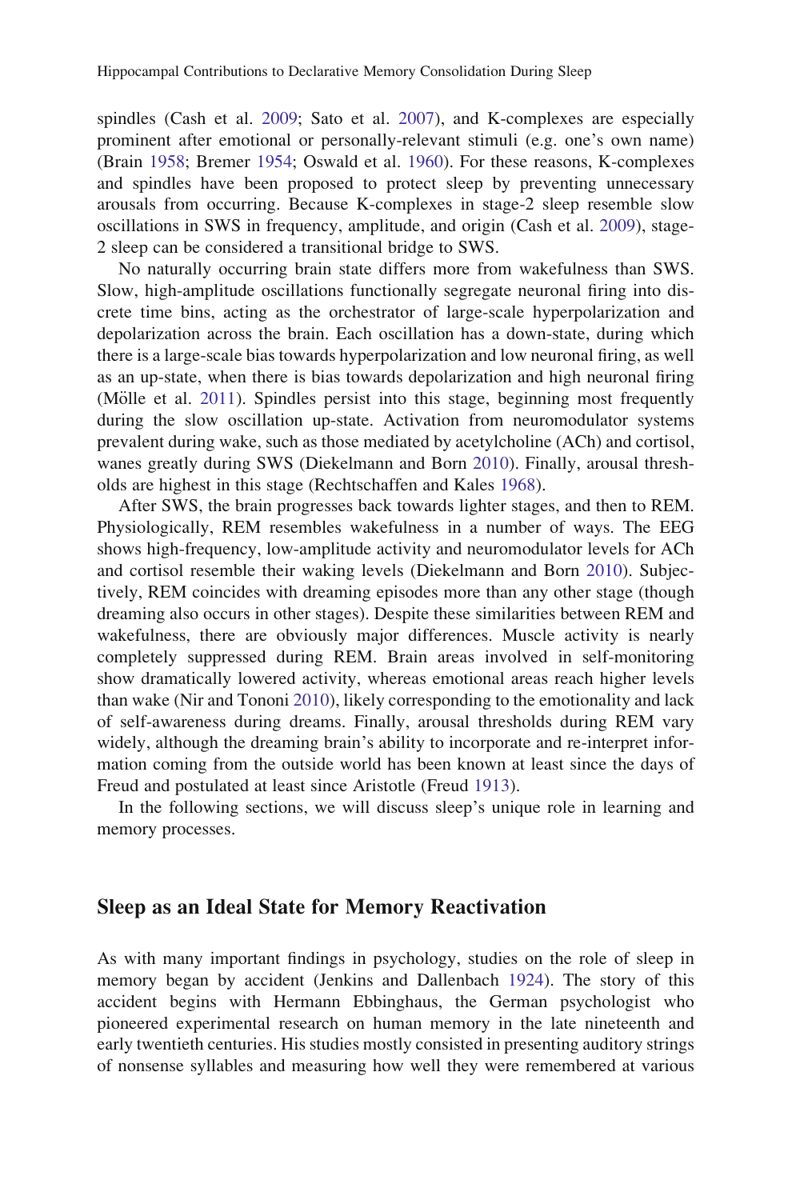spindles (Cash et al. 2009; Sato et al. 2007), and K-complexes are especially prominent after emotional or personally-relevant stimuli (e.g. one's own name) (Brain 1958; Bremer 1954; Oswald et al. 1960). For these reasons, K-complexes and spindles have been proposed to protect sleep by preventing unnecessary arousals from occurring. Because K-complexes in stage-2 sleep resemble slow oscillations in SWS in frequency, amplitude, and origin (Cash et al. 2009), stage-2 sleep can be considered a transitional bridge to SWS.

No naturally occurring brain state differs more from wakefulness than SWS. Slow, high-amplitude oscillations functionally segregate neuronal firing into discrete time bins, acting as the orchestrator of large-scale hyperpolarization and depolarization across the brain. Each oscillation has a down-state, during which there is a large-scale bias towards hyperpolarization and low neuronal firing, as well as an up-state, when there is bias towards depolarization and high neuronal firing (Mölle et al. 2011). Spindles persist into this stage, beginning most frequently during the slow oscillation up-state. Activation from neuromodulator systems prevalent during wake, such as those mediated by acetylcholine (ACh) and cortisol, wanes greatly during SWS (Diekelmann and Born 2010). Finally, arousal thresholds are highest in this stage (Rechtschaffen and Kales 1968).

After SWS, the brain progresses back towards lighter stages, and then to REM. Physiologically, REM resembles wakefulness in a number of ways. The EEG shows high-frequency, low-amplitude activity and neuromodulator levels for ACh and cortisol resemble their waking levels (Diekelmann and Born 2010). Subjectively, REM coincides with dreaming episodes more than any other stage (though dreaming also occurs in other stages). Despite these similarities between REM and wakefulness, there are obviously major differences. Muscle activity is nearly completely suppressed during REM. Brain areas involved in self-monitoring show dramatically lowered activity, whereas emotional areas reach higher levels than wake (Nir and Tononi 2010), likely corresponding to the emotionality and lack of self-awareness during dreams. Finally, arousal thresholds during REM vary widely, although the dreaming brain's ability to incorporate and re-interpret information coming from the outside world has been known at least since the days of Freud and postulated at least since Aristotle (Freud 1913).

In the following sections, we will discuss sleep's unique role in learning and memory processes.

## Sleep as an Ideal State for Memory Reactivation

As with many important findings in psychology, studies on the role of sleep in memory began by accident (Jenkins and Dallenbach 1924). The story of this accident begins with Hermann Ebbinghaus, the German psychologist who pioneered experimental research on human memory in the late nineteenth and early twentieth centuries. His studies mostly consisted in presenting auditory strings of nonsense syllables and measuring how well they were remembered at various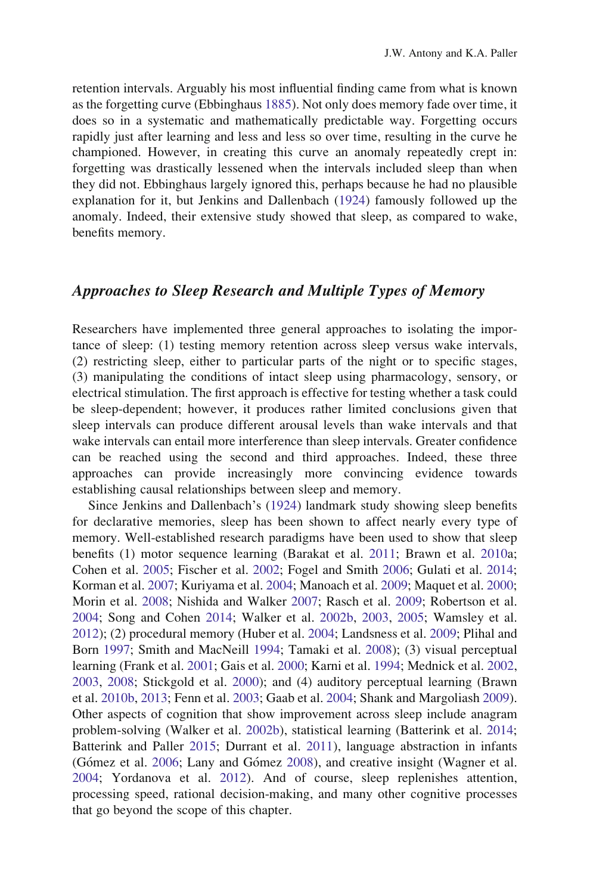retention intervals. Arguably his most influential finding came from what is known as the forgetting curve (Ebbinghaus 1885). Not only does memory fade over time, it does so in a systematic and mathematically predictable way. Forgetting occurs rapidly just after learning and less and less so over time, resulting in the curve he championed. However, in creating this curve an anomaly repeatedly crept in: forgetting was drastically lessened when the intervals included sleep than when they did not. Ebbinghaus largely ignored this, perhaps because he had no plausible explanation for it, but Jenkins and Dallenbach (1924) famously followed up the anomaly. Indeed, their extensive study showed that sleep, as compared to wake, benefits memory.

## *Approaches to Sleep Research and Multiple Types of Memory*

Researchers have implemented three general approaches to isolating the importance of sleep: (1) testing memory retention across sleep versus wake intervals, (2) restricting sleep, either to particular parts of the night or to specific stages, (3) manipulating the conditions of intact sleep using pharmacology, sensory, or electrical stimulation. The first approach is effective for testing whether a task could be sleep-dependent; however, it produces rather limited conclusions given that sleep intervals can produce different arousal levels than wake intervals and that wake intervals can entail more interference than sleep intervals. Greater confidence can be reached using the second and third approaches. Indeed, these three approaches can provide increasingly more convincing evidence towards establishing causal relationships between sleep and memory.

Since Jenkins and Dallenbach's (1924) landmark study showing sleep benefits for declarative memories, sleep has been shown to affect nearly every type of memory. Well-established research paradigms have been used to show that sleep benefits (1) motor sequence learning (Barakat et al. 2011; Brawn et al. 2010a; Cohen et al. 2005; Fischer et al. 2002; Fogel and Smith 2006; Gulati et al. 2014; Korman et al. 2007; Kuriyama et al. 2004; Manoach et al. 2009; Maquet et al. 2000; Morin et al. 2008; Nishida and Walker 2007; Rasch et al. 2009; Robertson et al. 2004; Song and Cohen 2014; Walker et al. 2002b, 2003, 2005; Wamsley et al. 2012); (2) procedural memory (Huber et al. 2004; Landsness et al. 2009; Plihal and Born 1997; Smith and MacNeill 1994; Tamaki et al. 2008); (3) visual perceptual learning (Frank et al. 2001; Gais et al. 2000; Karni et al. 1994; Mednick et al. 2002, 2003, 2008; Stickgold et al. 2000); and (4) auditory perceptual learning (Brawn et al. 2010b, 2013; Fenn et al. 2003; Gaab et al. 2004; Shank and Margoliash 2009). Other aspects of cognition that show improvement across sleep include anagram problem-solving (Walker et al. 2002b), statistical learning (Batterink et al. 2014; Batterink and Paller 2015; Durrant et al. 2011), language abstraction in infants (Gómez et al. 2006; Lany and Gómez 2008), and creative insight (Wagner et al. 2004; Yordanova et al. 2012). And of course, sleep replenishes attention, processing speed, rational decision-making, and many other cognitive processes that go beyond the scope of this chapter.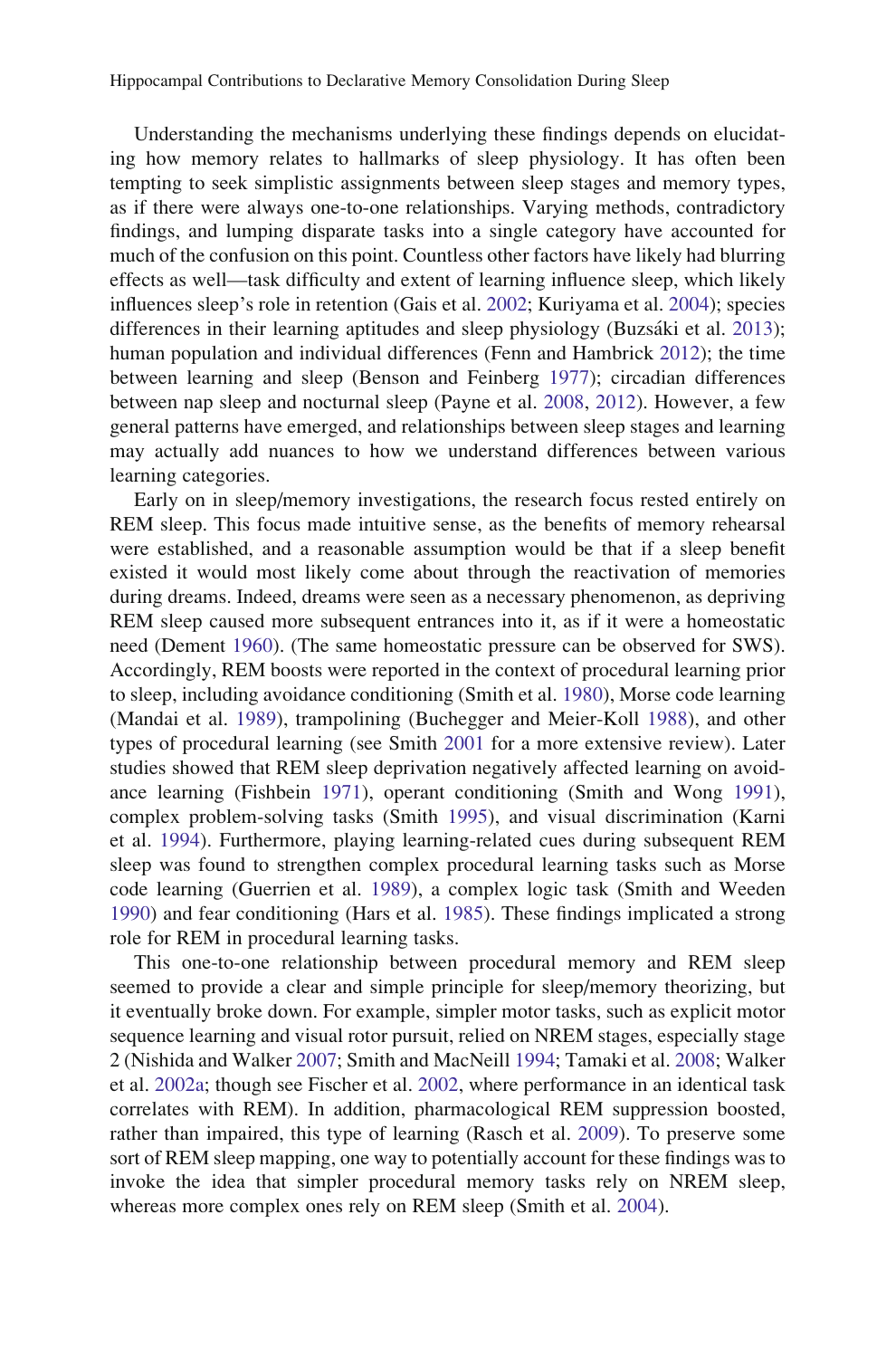Understanding the mechanisms underlying these findings depends on elucidating how memory relates to hallmarks of sleep physiology. It has often been tempting to seek simplistic assignments between sleep stages and memory types, as if there were always one-to-one relationships. Varying methods, contradictory findings, and lumping disparate tasks into a single category have accounted for much of the confusion on this point. Countless other factors have likely had blurring effects as well—task difficulty and extent of learning influence sleep, which likely influences sleep's role in retention (Gais et al. 2002; Kuriyama et al. 2004); species differences in their learning aptitudes and sleep physiology (Buzsáki et al. 2013); human population and individual differences (Fenn and Hambrick 2012); the time between learning and sleep (Benson and Feinberg 1977); circadian differences between nap sleep and nocturnal sleep (Payne et al. 2008, 2012). However, a few general patterns have emerged, and relationships between sleep stages and learning may actually add nuances to how we understand differences between various learning categories.

Early on in sleep/memory investigations, the research focus rested entirely on REM sleep. This focus made intuitive sense, as the benefits of memory rehearsal were established, and a reasonable assumption would be that if a sleep benefit existed it would most likely come about through the reactivation of memories during dreams. Indeed, dreams were seen as a necessary phenomenon, as depriving REM sleep caused more subsequent entrances into it, as if it were a homeostatic need (Dement 1960). (The same homeostatic pressure can be observed for SWS). Accordingly, REM boosts were reported in the context of procedural learning prior to sleep, including avoidance conditioning (Smith et al. 1980), Morse code learning (Mandai et al. 1989), trampolining (Buchegger and Meier-Koll 1988), and other types of procedural learning (see Smith 2001 for a more extensive review). Later studies showed that REM sleep deprivation negatively affected learning on avoidance learning (Fishbein 1971), operant conditioning (Smith and Wong 1991), complex problem-solving tasks (Smith 1995), and visual discrimination (Karni et al. 1994). Furthermore, playing learning-related cues during subsequent REM sleep was found to strengthen complex procedural learning tasks such as Morse code learning (Guerrien et al. 1989), a complex logic task (Smith and Weeden 1990) and fear conditioning (Hars et al. 1985). These findings implicated a strong role for REM in procedural learning tasks.

This one-to-one relationship between procedural memory and REM sleep seemed to provide a clear and simple principle for sleep/memory theorizing, but it eventually broke down. For example, simpler motor tasks, such as explicit motor sequence learning and visual rotor pursuit, relied on NREM stages, especially stage 2 (Nishida and Walker 2007; Smith and MacNeill 1994; Tamaki et al. 2008; Walker et al. 2002a; though see Fischer et al. 2002, where performance in an identical task correlates with REM). In addition, pharmacological REM suppression boosted, rather than impaired, this type of learning (Rasch et al. 2009). To preserve some sort of REM sleep mapping, one way to potentially account for these findings was to invoke the idea that simpler procedural memory tasks rely on NREM sleep, whereas more complex ones rely on REM sleep (Smith et al. 2004).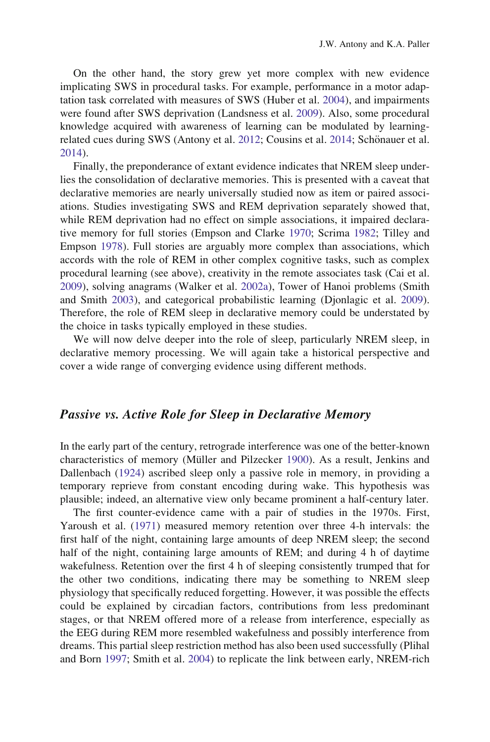On the other hand, the story grew yet more complex with new evidence implicating SWS in procedural tasks. For example, performance in a motor adaptation task correlated with measures of SWS (Huber et al. 2004), and impairments were found after SWS deprivation (Landsness et al. 2009). Also, some procedural knowledge acquired with awareness of learning can be modulated by learning-related cues during SWS (Antony et al. 2012; Cousins et al. 2014; Schönauer et al. 2014).

Finally, the preponderance of extant evidence indicates that NREM sleep underlies the consolidation of declarative memories. This is presented with a caveat that declarative memories are nearly universally studied now as item or paired associations. Studies investigating SWS and REM deprivation separately showed that, while REM deprivation had no effect on simple associations, it impaired declarative memory for full stories (Empson and Clarke 1970; Scrima 1982; Tilley and Empson 1978). Full stories are arguably more complex than associations, which accords with the role of REM in other complex cognitive tasks, such as complex procedural learning (see above), creativity in the remote associates task (Cai et al. 2009), solving anagrams (Walker et al. 2002a), Tower of Hanoi problems (Smith and Smith 2003), and categorical probabilistic learning (Djonlagic et al. 2009). Therefore, the role of REM sleep in declarative memory could be understated by the choice in tasks typically employed in these studies.

We will now delve deeper into the role of sleep, particularly NREM sleep, in declarative memory processing. We will again take a historical perspective and cover a wide range of converging evidence using different methods.

## *Passive vs. Active Role for Sleep in Declarative Memory*

In the early part of the century, retrograde interference was one of the better-known characteristics of memory (Müller and Pilzecker 1900). As a result, Jenkins and Dallenbach (1924) ascribed sleep only a passive role in memory, in providing a temporary reprieve from constant encoding during wake. This hypothesis was plausible; indeed, an alternative view only became prominent a half-century later.

The first counter-evidence came with a pair of studies in the 1970s. First, Yaroush et al. (1971) measured memory retention over three 4-h intervals: the first half of the night, containing large amounts of deep NREM sleep; the second half of the night, containing large amounts of REM; and during 4 h of daytime wakefulness. Retention over the first 4 h of sleeping consistently trumped that for the other two conditions, indicating there may be something to NREM sleep physiology that specifically reduced forgetting. However, it was possible the effects could be explained by circadian factors, contributions from less predominant stages, or that NREM offered more of a release from interference, especially as the EEG during REM more resembled wakefulness and possibly interference from dreams. This partial sleep restriction method has also been used successfully (Plihal and Born 1997; Smith et al. 2004) to replicate the link between early, NREM-rich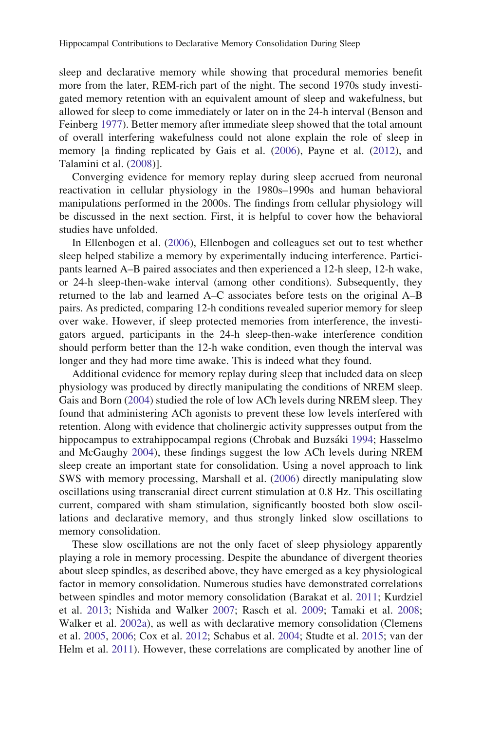sleep and declarative memory while showing that procedural memories benefit more from the later, REM-rich part of the night. The second 1970s study investigated memory retention with an equivalent amount of sleep and wakefulness, but allowed for sleep to come immediately or later on in the 24-h interval (Benson and Feinberg 1977). Better memory after immediate sleep showed that the total amount of overall interfering wakefulness could not alone explain the role of sleep in memory [a finding replicated by Gais et al. (2006), Payne et al. (2012), and Talamini et al. (2008)].

Converging evidence for memory replay during sleep accrued from neuronal reactivation in cellular physiology in the 1980s–1990s and human behavioral manipulations performed in the 2000s. The findings from cellular physiology will be discussed in the next section. First, it is helpful to cover how the behavioral studies have unfolded.

In Ellenbogen et al. (2006), Ellenbogen and colleagues set out to test whether sleep helped stabilize a memory by experimentally inducing interference. Participants learned A–B paired associates and then experienced a 12-h sleep, 12-h wake, or 24-h sleep-then-wake interval (among other conditions). Subsequently, they returned to the lab and learned A–C associates before tests on the original A–B pairs. As predicted, comparing 12-h conditions revealed superior memory for sleep over wake. However, if sleep protected memories from interference, the investigators argued, participants in the 24-h sleep-then-wake interference condition should perform better than the 12-h wake condition, even though the interval was longer and they had more time awake. This is indeed what they found.

Additional evidence for memory replay during sleep that included data on sleep physiology was produced by directly manipulating the conditions of NREM sleep. Gais and Born (2004) studied the role of low ACh levels during NREM sleep. They found that administering ACh agonists to prevent these low levels interfered with retention. Along with evidence that cholinergic activity suppresses output from the hippocampus to extrahippocampal regions (Chrobak and Buzsáki 1994; Hasselmo and McGaughy 2004), these findings suggest the low ACh levels during NREM sleep create an important state for consolidation. Using a novel approach to link SWS with memory processing, Marshall et al. (2006) directly manipulating slow oscillations using transcranial direct current stimulation at 0.8 Hz. This oscillating current, compared with sham stimulation, significantly boosted both slow oscillations and declarative memory, and thus strongly linked slow oscillations to memory consolidation.

These slow oscillations are not the only facet of sleep physiology apparently playing a role in memory processing. Despite the abundance of divergent theories about sleep spindles, as described above, they have emerged as a key physiological factor in memory consolidation. Numerous studies have demonstrated correlations between spindles and motor memory consolidation (Barakat et al. 2011; Kurdziel et al. 2013; Nishida and Walker 2007; Rasch et al. 2009; Tamaki et al. 2008; Walker et al. 2002a), as well as with declarative memory consolidation (Clemens et al. 2005, 2006; Cox et al. 2012; Schabus et al. 2004; Studte et al. 2015; van der Helm et al. 2011). However, these correlations are complicated by another line of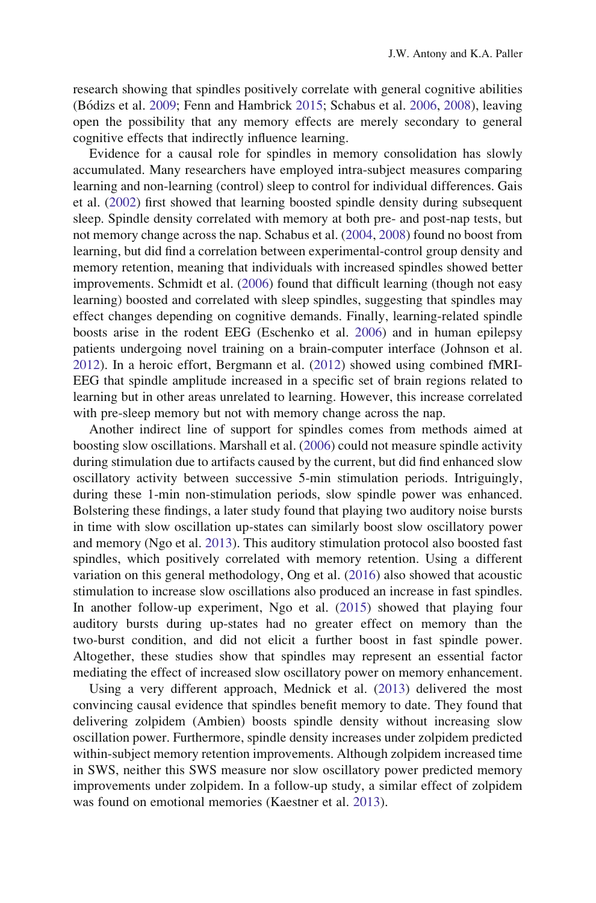research showing that spindles positively correlate with general cognitive abilities (Bódizs et al. 2009; Fenn and Hambrick 2015; Schabus et al. 2006, 2008), leaving open the possibility that any memory effects are merely secondary to general cognitive effects that indirectly influence learning.

Evidence for a causal role for spindles in memory consolidation has slowly accumulated. Many researchers have employed intra-subject measures comparing learning and non-learning (control) sleep to control for individual differences. Gais et al. (2002) first showed that learning boosted spindle density during subsequent sleep. Spindle density correlated with memory at both pre- and post-nap tests, but not memory change across the nap. Schabus et al. (2004, 2008) found no boost from learning, but did find a correlation between experimental-control group density and memory retention, meaning that individuals with increased spindles showed better improvements. Schmidt et al. (2006) found that difficult learning (though not easy learning) boosted and correlated with sleep spindles, suggesting that spindles may effect changes depending on cognitive demands. Finally, learning-related spindle boosts arise in the rodent EEG (Eschenko et al. 2006) and in human epilepsy patients undergoing novel training on a brain-computer interface (Johnson et al. 2012). In a heroic effort, Bergmann et al. (2012) showed using combined fMRI-EEG that spindle amplitude increased in a specific set of brain regions related to learning but in other areas unrelated to learning. However, this increase correlated with pre-sleep memory but not with memory change across the nap.

Another indirect line of support for spindles comes from methods aimed at boosting slow oscillations. Marshall et al. (2006) could not measure spindle activity during stimulation due to artifacts caused by the current, but did find enhanced slow oscillatory activity between successive 5-min stimulation periods. Intriguingly, during these 1-min non-stimulation periods, slow spindle power was enhanced. Bolstering these findings, a later study found that playing two auditory noise bursts in time with slow oscillation up-states can similarly boost slow oscillatory power and memory (Ngo et al. 2013). This auditory stimulation protocol also boosted fast spindles, which positively correlated with memory retention. Using a different variation on this general methodology, Ong et al. (2016) also showed that acoustic stimulation to increase slow oscillations also produced an increase in fast spindles. In another follow-up experiment, Ngo et al. (2015) showed that playing four auditory bursts during up-states had no greater effect on memory than the two-burst condition, and did not elicit a further boost in fast spindle power. Altogether, these studies show that spindles may represent an essential factor mediating the effect of increased slow oscillatory power on memory enhancement.

Using a very different approach, Mednick et al. (2013) delivered the most convincing causal evidence that spindles benefit memory to date. They found that delivering zolpidem (Ambien) boosts spindle density without increasing slow oscillation power. Furthermore, spindle density increases under zolpidem predicted within-subject memory retention improvements. Although zolpidem increased time in SWS, neither this SWS measure nor slow oscillatory power predicted memory improvements under zolpidem. In a follow-up study, a similar effect of zolpidem was found on emotional memories (Kaestner et al. 2013).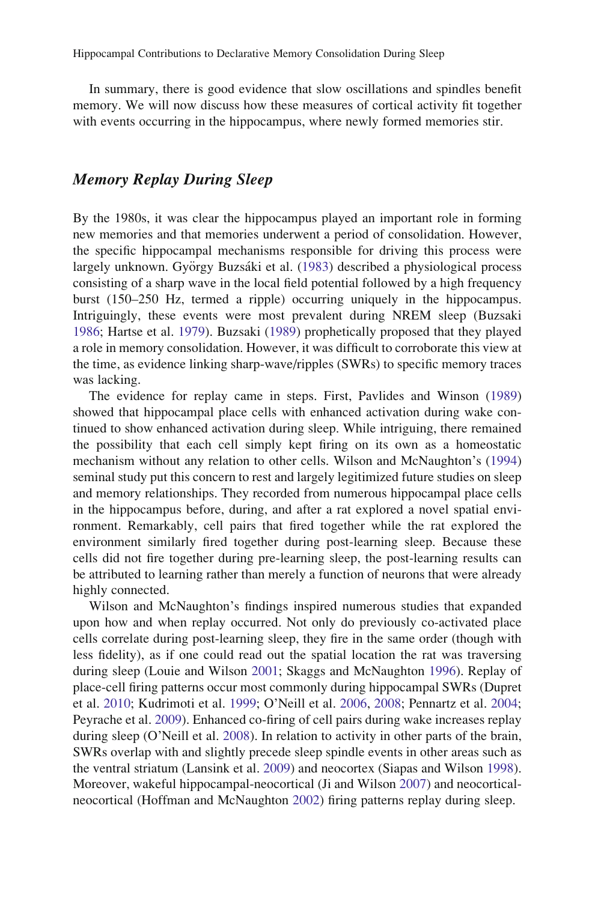In summary, there is good evidence that slow oscillations and spindles benefit memory. We will now discuss how these measures of cortical activity fit together with events occurring in the hippocampus, where newly formed memories stir.

## *Memory Replay During Sleep*

By the 1980s, it was clear the hippocampus played an important role in forming new memories and that memories underwent a period of consolidation. However, the specific hippocampal mechanisms responsible for driving this process were largely unknown. György Buzsáki et al. (1983) described a physiological process consisting of a sharp wave in the local field potential followed by a high frequency burst (150–250 Hz, termed a ripple) occurring uniquely in the hippocampus. Intriguingly, these events were most prevalent during NREM sleep (Buzsaki 1986; Hartse et al. 1979). Buzsaki (1989) prophetically proposed that they played a role in memory consolidation. However, it was difficult to corroborate this view at the time, as evidence linking sharp-wave/ripples (SWRs) to specific memory traces was lacking.

The evidence for replay came in steps. First, Pavlides and Winson (1989) showed that hippocampal place cells with enhanced activation during wake continued to show enhanced activation during sleep. While intriguing, there remained the possibility that each cell simply kept firing on its own as a homeostatic mechanism without any relation to other cells. Wilson and McNaughton's (1994) seminal study put this concern to rest and largely legitimized future studies on sleep and memory relationships. They recorded from numerous hippocampal place cells in the hippocampus before, during, and after a rat explored a novel spatial environment. Remarkably, cell pairs that fired together while the rat explored the environment similarly fired together during post-learning sleep. Because these cells did not fire together during pre-learning sleep, the post-learning results can be attributed to learning rather than merely a function of neurons that were already highly connected.

Wilson and McNaughton's findings inspired numerous studies that expanded upon how and when replay occurred. Not only do previously co-activated place cells correlate during post-learning sleep, they fire in the same order (though with less fidelity), as if one could read out the spatial location the rat was traversing during sleep (Louie and Wilson 2001; Skaggs and McNaughton 1996). Replay of place-cell firing patterns occur most commonly during hippocampal SWRs (Dupret et al. 2010; Kudrimoti et al. 1999; O'Neill et al. 2006, 2008; Pennartz et al. 2004; Peyrache et al. 2009). Enhanced co-firing of cell pairs during wake increases replay during sleep (O'Neill et al. 2008). In relation to activity in other parts of the brain, SWRs overlap with and slightly precede sleep spindle events in other areas such as the ventral striatum (Lansink et al. 2009) and neocortex (Siapas and Wilson 1998). Moreover, wakeful hippocampal-neocortical (Ji and Wilson 2007) and neocortical-neocortical (Hoffman and McNaughton 2002) firing patterns replay during sleep.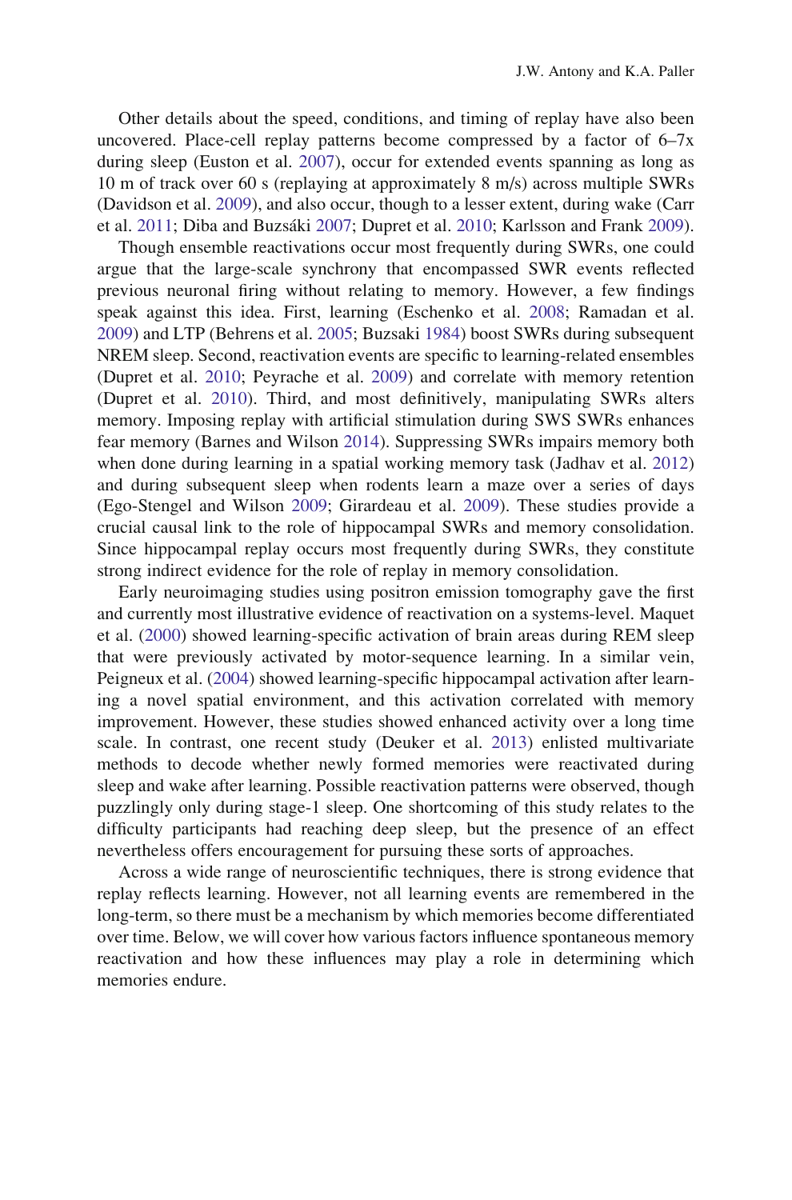Other details about the speed, conditions, and timing of replay have also been uncovered. Place-cell replay patterns become compressed by a factor of 6–7x during sleep (Euston et al. 2007), occur for extended events spanning as long as 10 m of track over 60 s (replaying at approximately 8 m/s) across multiple SWRs (Davidson et al. 2009), and also occur, though to a lesser extent, during wake (Carr et al. 2011; Diba and Buzsáki 2007; Dupret et al. 2010; Karlsson and Frank 2009).

Though ensemble reactivations occur most frequently during SWRs, one could argue that the large-scale synchrony that encompassed SWR events reflected previous neuronal firing without relating to memory. However, a few findings speak against this idea. First, learning (Eschenko et al. 2008; Ramadan et al. 2009) and LTP (Behrens et al. 2005; Buzsaki 1984) boost SWRs during subsequent NREM sleep. Second, reactivation events are specific to learning-related ensembles (Dupret et al. 2010; Peyrache et al. 2009) and correlate with memory retention (Dupret et al. 2010). Third, and most definitively, manipulating SWRs alters memory. Imposing replay with artificial stimulation during SWS SWRs enhances fear memory (Barnes and Wilson 2014). Suppressing SWRs impairs memory both when done during learning in a spatial working memory task (Jadhav et al. 2012) and during subsequent sleep when rodents learn a maze over a series of days (Ego-Stengel and Wilson 2009; Girardeau et al. 2009). These studies provide a crucial causal link to the role of hippocampal SWRs and memory consolidation. Since hippocampal replay occurs most frequently during SWRs, they constitute strong indirect evidence for the role of replay in memory consolidation.

Early neuroimaging studies using positron emission tomography gave the first and currently most illustrative evidence of reactivation on a systems-level. Maquet et al. (2000) showed learning-specific activation of brain areas during REM sleep that were previously activated by motor-sequence learning. In a similar vein, Peigneux et al. (2004) showed learning-specific hippocampal activation after learning a novel spatial environment, and this activation correlated with memory improvement. However, these studies showed enhanced activity over a long time scale. In contrast, one recent study (Deuker et al. 2013) enlisted multivariate methods to decode whether newly formed memories were reactivated during sleep and wake after learning. Possible reactivation patterns were observed, though puzzlingly only during stage-1 sleep. One shortcoming of this study relates to the difficulty participants had reaching deep sleep, but the presence of an effect nevertheless offers encouragement for pursuing these sorts of approaches.

Across a wide range of neuroscientific techniques, there is strong evidence that replay reflects learning. However, not all learning events are remembered in the long-term, so there must be a mechanism by which memories become differentiated over time. Below, we will cover how various factors influence spontaneous memory reactivation and how these influences may play a role in determining which memories endure.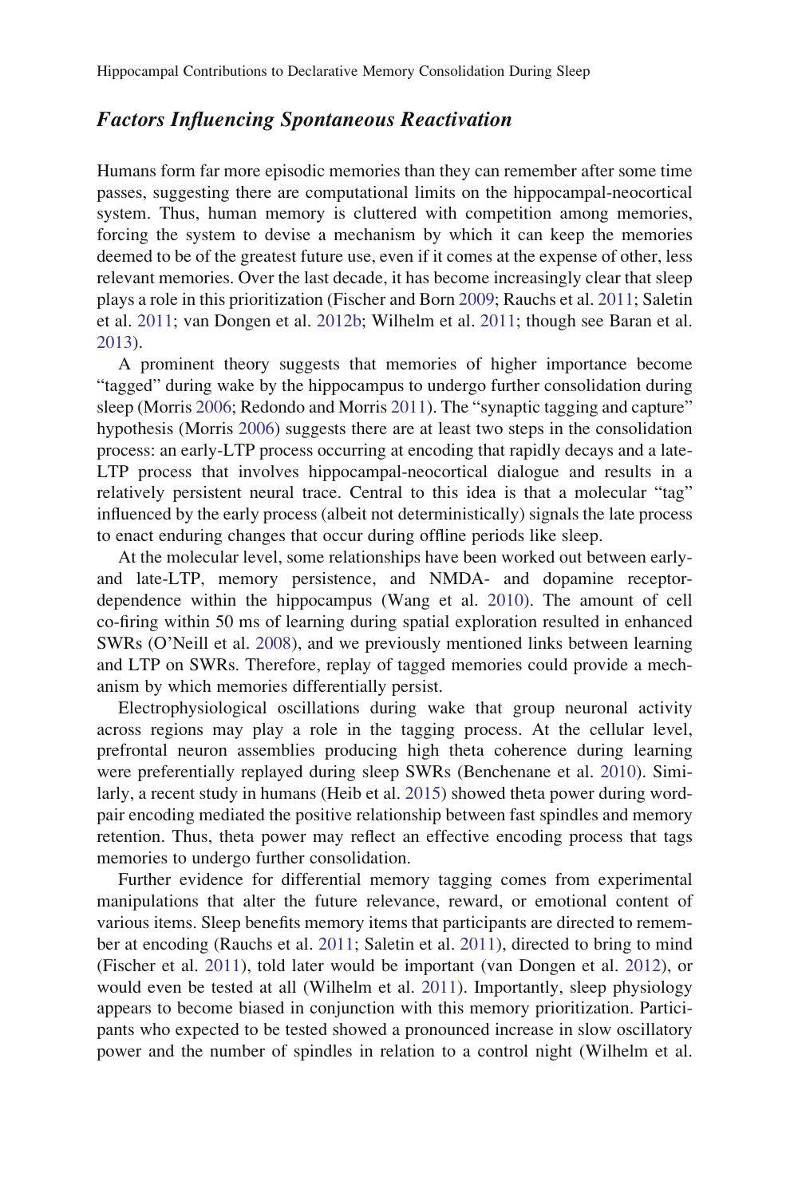### *Factors Influencing Spontaneous Reactivation*

Humans form far more episodic memories than they can remember after some time passes, suggesting there are computational limits on the hippocampal-neocortical system. Thus, human memory is cluttered with competition among memories, forcing the system to devise a mechanism by which it can keep the memories deemed to be of the greatest future use, even if it comes at the expense of other, less relevant memories. Over the last decade, it has become increasingly clear that sleep plays a role in this prioritization (Fischer and Born 2009; Rauchs et al. 2011; Saletin et al. 2011; van Dongen et al. 2012b; Wilhelm et al. 2011; though see Baran et al. 2013).

A prominent theory suggests that memories of higher importance become "tagged" during wake by the hippocampus to undergo further consolidation during sleep (Morris 2006; Redondo and Morris 2011). The "synaptic tagging and capture" hypothesis (Morris 2006) suggests there are at least two steps in the consolidation process: an early-LTP process occurring at encoding that rapidly decays and a late-LTP process that involves hippocampal-neocortical dialogue and results in a relatively persistent neural trace. Central to this idea is that a molecular "tag" influenced by the early process (albeit not deterministically) signals the late process to enact enduring changes that occur during offline periods like sleep.

At the molecular level, some relationships have been worked out between early- and late-LTP, memory persistence, and NMDA- and dopamine receptor-dependence within the hippocampus (Wang et al. 2010). The amount of cell co-firing within 50 ms of learning during spatial exploration resulted in enhanced SWRs (O'Neill et al. 2008), and we previously mentioned links between learning and LTP on SWRs. Therefore, replay of tagged memories could provide a mechanism by which memories differentially persist.

Electrophysiological oscillations during wake that group neuronal activity across regions may play a role in the tagging process. At the cellular level, prefrontal neuron assemblies producing high theta coherence during learning were preferentially replayed during sleep SWRs (Benchenane et al. 2010). Similarly, a recent study in humans (Heib et al. 2015) showed theta power during word-pair encoding mediated the positive relationship between fast spindles and memory retention. Thus, theta power may reflect an effective encoding process that tags memories to undergo further consolidation.

Further evidence for differential memory tagging comes from experimental manipulations that alter the future relevance, reward, or emotional content of various items. Sleep benefits memory items that participants are directed to remember at encoding (Rauchs et al. 2011; Saletin et al. 2011), directed to bring to mind (Fischer et al. 2011), told later would be important (van Dongen et al. 2012), or would even be tested at all (Wilhelm et al. 2011). Importantly, sleep physiology appears to become biased in conjunction with this memory prioritization. Participants who expected to be tested showed a pronounced increase in slow oscillatory power and the number of spindles in relation to a control night (Wilhelm et al.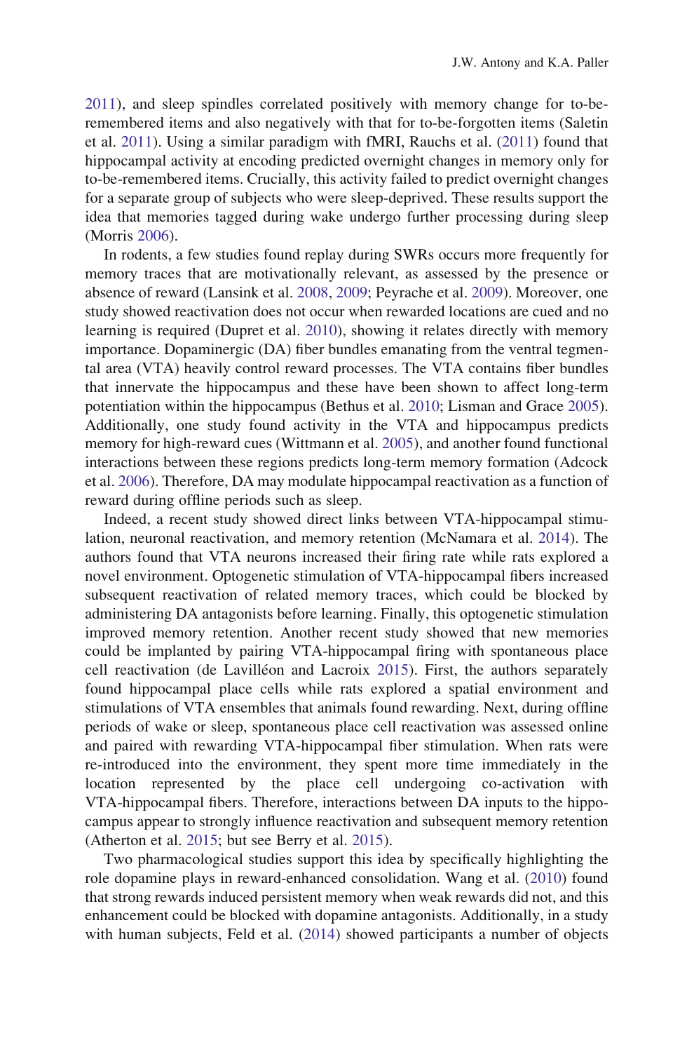2011), and sleep spindles correlated positively with memory change for to-be-remembered items and also negatively with that for to-be-forgotten items (Saletin et al. 2011). Using a similar paradigm with fMRI, Rauchs et al. (2011) found that hippocampal activity at encoding predicted overnight changes in memory only for to-be-remembered items. Crucially, this activity failed to predict overnight changes for a separate group of subjects who were sleep-deprived. These results support the idea that memories tagged during wake undergo further processing during sleep (Morris 2006).

In rodents, a few studies found replay during SWRs occurs more frequently for memory traces that are motivationally relevant, as assessed by the presence or absence of reward (Lansink et al. 2008, 2009; Peyrache et al. 2009). Moreover, one study showed reactivation does not occur when rewarded locations are cued and no learning is required (Dupret et al. 2010), showing it relates directly with memory importance. Dopaminergic (DA) fiber bundles emanating from the ventral tegmental area (VTA) heavily control reward processes. The VTA contains fiber bundles that innervate the hippocampus and these have been shown to affect long-term potentiation within the hippocampus (Bethus et al. 2010; Lisman and Grace 2005). Additionally, one study found activity in the VTA and hippocampus predicts memory for high-reward cues (Wittmann et al. 2005), and another found functional interactions between these regions predicts long-term memory formation (Adcock et al. 2006). Therefore, DA may modulate hippocampal reactivation as a function of reward during offline periods such as sleep.

Indeed, a recent study showed direct links between VTA-hippocampal stimulation, neuronal reactivation, and memory retention (McNamara et al. 2014). The authors found that VTA neurons increased their firing rate while rats explored a novel environment. Optogenetic stimulation of VTA-hippocampal fibers increased subsequent reactivation of related memory traces, which could be blocked by administering DA antagonists before learning. Finally, this optogenetic stimulation improved memory retention. Another recent study showed that new memories could be implanted by pairing VTA-hippocampal firing with spontaneous place cell reactivation (de Lavilléon and Lacroix 2015). First, the authors separately found hippocampal place cells while rats explored a spatial environment and stimulations of VTA ensembles that animals found rewarding. Next, during offline periods of wake or sleep, spontaneous place cell reactivation was assessed online and paired with rewarding VTA-hippocampal fiber stimulation. When rats were re-introduced into the environment, they spent more time immediately in the location represented by the place cell undergoing co-activation with VTA-hippocampal fibers. Therefore, interactions between DA inputs to the hippocampus appear to strongly influence reactivation and subsequent memory retention (Atherton et al. 2015; but see Berry et al. 2015).

Two pharmacological studies support this idea by specifically highlighting the role dopamine plays in reward-enhanced consolidation. Wang et al. (2010) found that strong rewards induced persistent memory when weak rewards did not, and this enhancement could be blocked with dopamine antagonists. Additionally, in a study with human subjects, Feld et al. (2014) showed participants a number of objects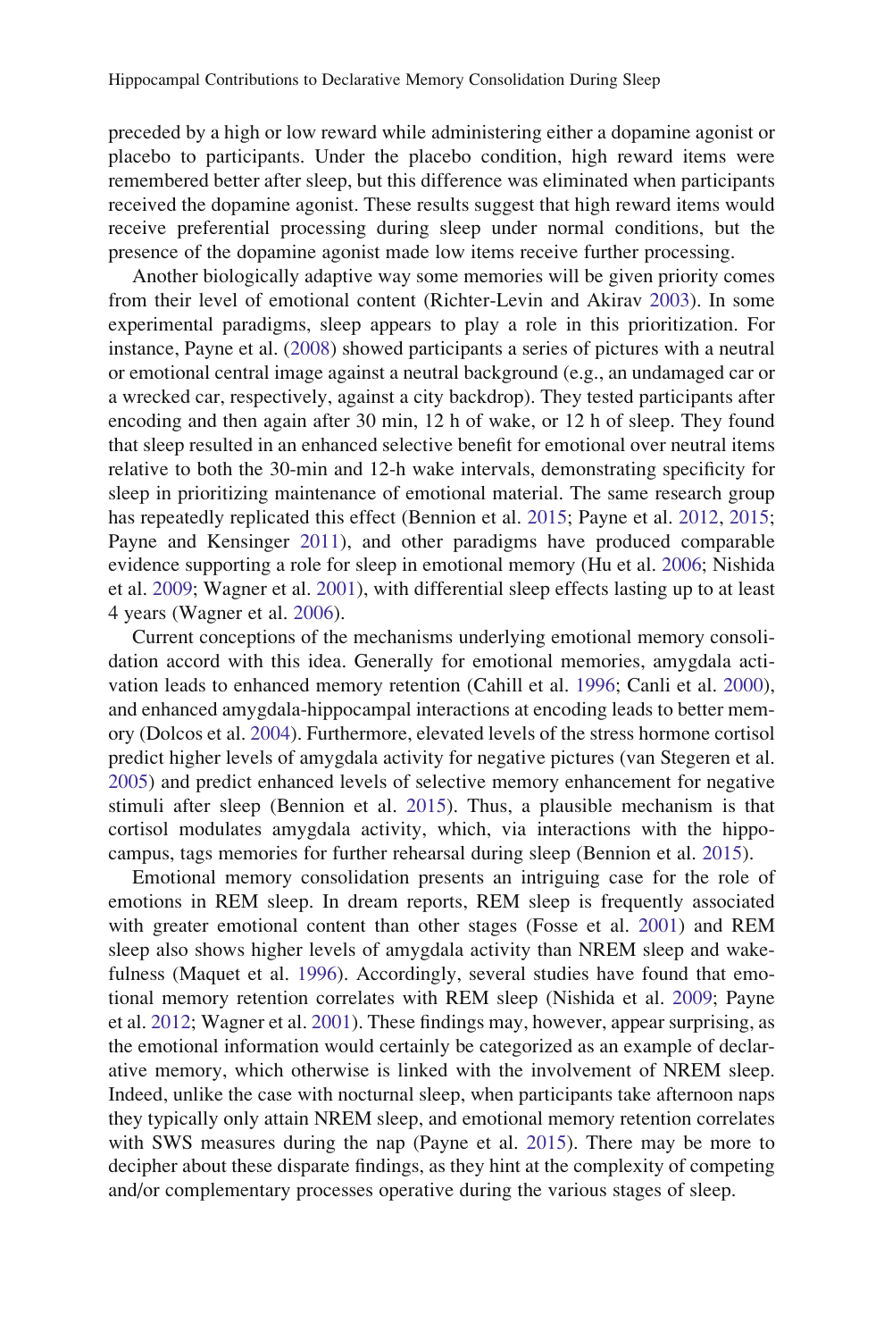preceded by a high or low reward while administering either a dopamine agonist or placebo to participants. Under the placebo condition, high reward items were remembered better after sleep, but this difference was eliminated when participants received the dopamine agonist. These results suggest that high reward items would receive preferential processing during sleep under normal conditions, but the presence of the dopamine agonist made low items receive further processing.

Another biologically adaptive way some memories will be given priority comes from their level of emotional content (Richter-Levin and Akirav 2003). In some experimental paradigms, sleep appears to play a role in this prioritization. For instance, Payne et al. (2008) showed participants a series of pictures with a neutral or emotional central image against a neutral background (e.g., an undamaged car or a wrecked car, respectively, against a city backdrop). They tested participants after encoding and then again after 30 min, 12 h of wake, or 12 h of sleep. They found that sleep resulted in an enhanced selective benefit for emotional over neutral items relative to both the 30-min and 12-h wake intervals, demonstrating specificity for sleep in prioritizing maintenance of emotional material. The same research group has repeatedly replicated this effect (Bennion et al. 2015; Payne et al. 2012, 2015; Payne and Kensinger 2011), and other paradigms have produced comparable evidence supporting a role for sleep in emotional memory (Hu et al. 2006; Nishida et al. 2009; Wagner et al. 2001), with differential sleep effects lasting up to at least 4 years (Wagner et al. 2006).

Current conceptions of the mechanisms underlying emotional memory consolidation accord with this idea. Generally for emotional memories, amygdala activation leads to enhanced memory retention (Cahill et al. 1996; Canli et al. 2000), and enhanced amygdala-hippocampal interactions at encoding leads to better memory (Dolcos et al. 2004). Furthermore, elevated levels of the stress hormone cortisol predict higher levels of amygdala activity for negative pictures (van Stegeren et al. 2005) and predict enhanced levels of selective memory enhancement for negative stimuli after sleep (Bennion et al. 2015). Thus, a plausible mechanism is that cortisol modulates amygdala activity, which, via interactions with the hippocampus, tags memories for further rehearsal during sleep (Bennion et al. 2015).

Emotional memory consolidation presents an intriguing case for the role of emotions in REM sleep. In dream reports, REM sleep is frequently associated with greater emotional content than other stages (Fosse et al. 2001) and REM sleep also shows higher levels of amygdala activity than NREM sleep and wakefulness (Maquet et al. 1996). Accordingly, several studies have found that emotional memory retention correlates with REM sleep (Nishida et al. 2009; Payne et al. 2012; Wagner et al. 2001). These findings may, however, appear surprising, as the emotional information would certainly be categorized as an example of declarative memory, which otherwise is linked with the involvement of NREM sleep. Indeed, unlike the case with nocturnal sleep, when participants take afternoon naps they typically only attain NREM sleep, and emotional memory retention correlates with SWS measures during the nap (Payne et al. 2015). There may be more to decipher about these disparate findings, as they hint at the complexity of competing and/or complementary processes operative during the various stages of sleep.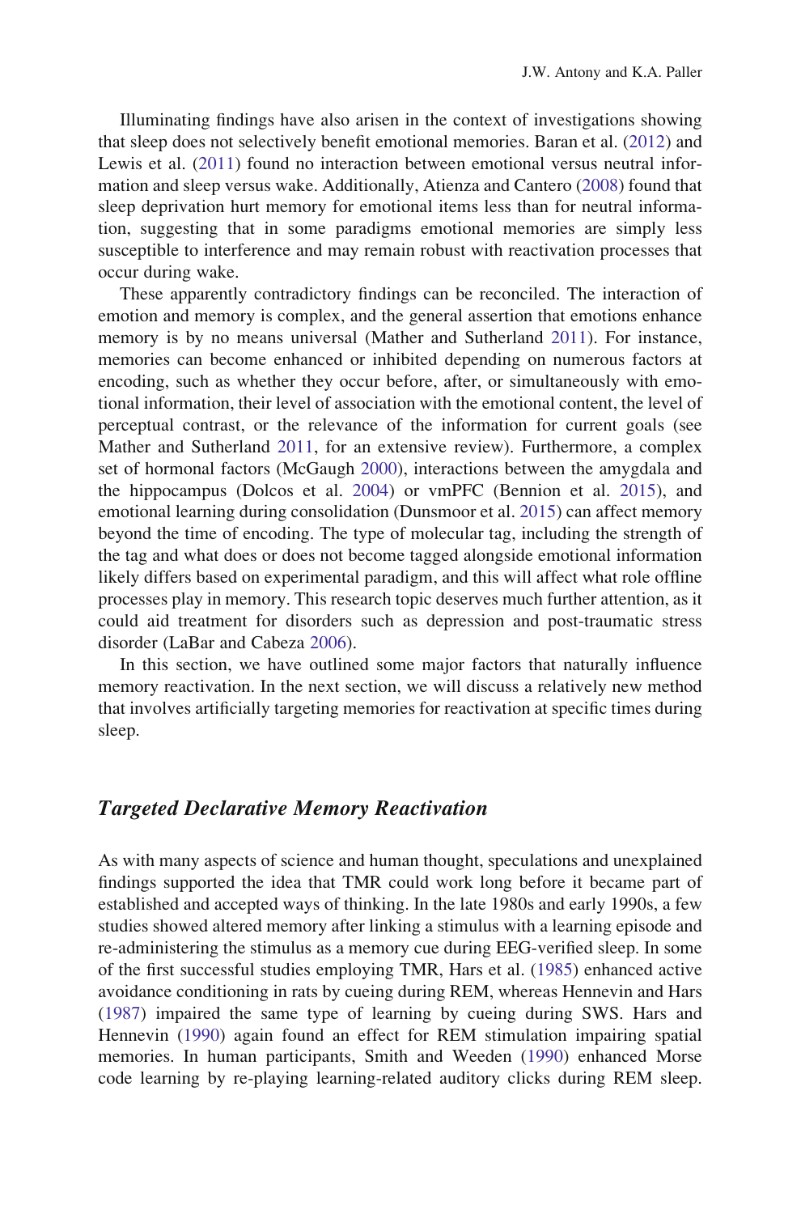Illuminating findings have also arisen in the context of investigations showing that sleep does not selectively benefit emotional memories. Baran et al. (2012) and Lewis et al. (2011) found no interaction between emotional versus neutral information and sleep versus wake. Additionally, Atienza and Cantero (2008) found that sleep deprivation hurt memory for emotional items less than for neutral information, suggesting that in some paradigms emotional memories are simply less susceptible to interference and may remain robust with reactivation processes that occur during wake.

These apparently contradictory findings can be reconciled. The interaction of emotion and memory is complex, and the general assertion that emotions enhance memory is by no means universal (Mather and Sutherland 2011). For instance, memories can become enhanced or inhibited depending on numerous factors at encoding, such as whether they occur before, after, or simultaneously with emotional information, their level of association with the emotional content, the level of perceptual contrast, or the relevance of the information for current goals (see Mather and Sutherland 2011, for an extensive review). Furthermore, a complex set of hormonal factors (McGaugh 2000), interactions between the amygdala and the hippocampus (Dolcos et al. 2004) or vmPFC (Bennion et al. 2015), and emotional learning during consolidation (Dunsmoor et al. 2015) can affect memory beyond the time of encoding. The type of molecular tag, including the strength of the tag and what does or does not become tagged alongside emotional information likely differs based on experimental paradigm, and this will affect what role offline processes play in memory. This research topic deserves much further attention, as it could aid treatment for disorders such as depression and post-traumatic stress disorder (LaBar and Cabeza 2006).

In this section, we have outlined some major factors that naturally influence memory reactivation. In the next section, we will discuss a relatively new method that involves artificially targeting memories for reactivation at specific times during sleep.

## *Targeted Declarative Memory Reactivation*

As with many aspects of science and human thought, speculations and unexplained findings supported the idea that TMR could work long before it became part of established and accepted ways of thinking. In the late 1980s and early 1990s, a few studies showed altered memory after linking a stimulus with a learning episode and re-administering the stimulus as a memory cue during EEG-verified sleep. In some of the first successful studies employing TMR, Hars et al. (1985) enhanced active avoidance conditioning in rats by cueing during REM, whereas Hennevin and Hars (1987) impaired the same type of learning by cueing during SWS. Hars and Hennevin (1990) again found an effect for REM stimulation impairing spatial memories. In human participants, Smith and Weeden (1990) enhanced Morse code learning by re-playing learning-related auditory clicks during REM sleep.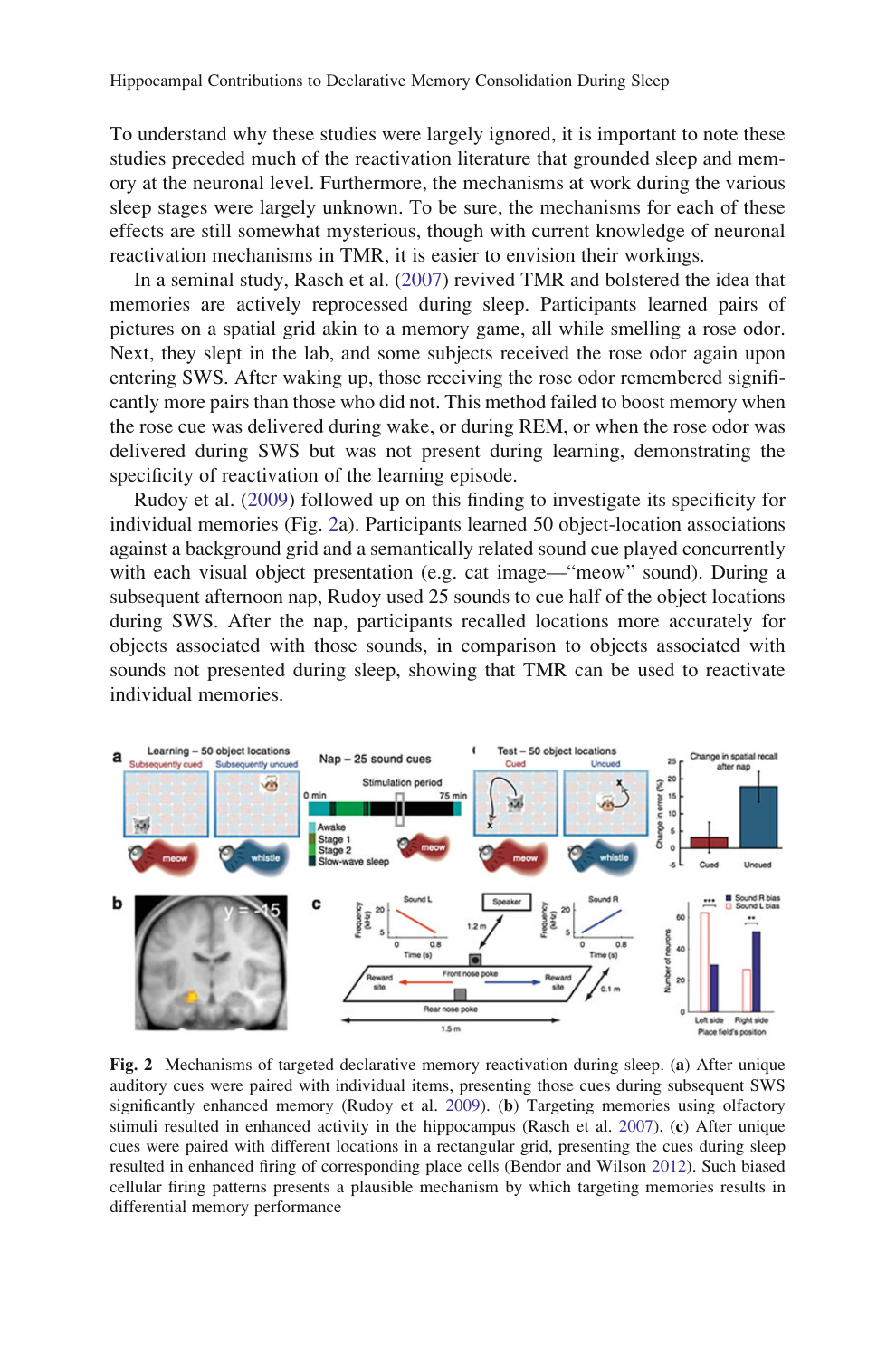To understand why these studies were largely ignored, it is important to note these studies preceded much of the reactivation literature that grounded sleep and memory at the neuronal level. Furthermore, the mechanisms at work during the various sleep stages were largely unknown. To be sure, the mechanisms for each of these effects are still somewhat mysterious, though with current knowledge of neuronal reactivation mechanisms in TMR, it is easier to envision their workings.

In a seminal study, Rasch et al. (2007) revived TMR and bolstered the idea that memories are actively reprocessed during sleep. Participants learned pairs of pictures on a spatial grid akin to a memory game, all while smelling a rose odor. Next, they slept in the lab, and some subjects received the rose odor again upon entering SWS. After waking up, those receiving the rose odor remembered significantly more pairs than those who did not. This method failed to boost memory when the rose cue was delivered during wake, or during REM, or when the rose odor was delivered during SWS but was not present during learning, demonstrating the specificity of reactivation of the learning episode.

Rudoy et al. (2009) followed up on this finding to investigate its specificity for individual memories (Fig. 2a). Participants learned 50 object-location associations against a background grid and a semantically related sound cue played concurrently with each visual object presentation (e.g. cat image—"meow" sound). During a subsequent afternoon nap, Rudoy used 25 sounds to cue half of the object locations during SWS. After the nap, participants recalled locations more accurately for objects associated with those sounds, in comparison to objects associated with sounds not presented during sleep, showing that TMR can be used to reactivate individual memories.

**Fig. 2** Mechanisms of targeted declarative memory reactivation during sleep. (**a**) After unique auditory cues were paired with individual items, presenting those cues during subsequent SWS significantly enhanced memory (Rudoy et al. 2009). (**b**) Targeting memories using olfactory stimuli resulted in enhanced activity in the hippocampus (Rasch et al. 2007). (**c**) After unique cues were paired with different locations in a rectangular grid, presenting the cues during sleep resulted in enhanced firing of corresponding place cells (Bendor and Wilson 2012). Such biased cellular firing patterns presents a plausible mechanism by which targeting memories results in differential memory performance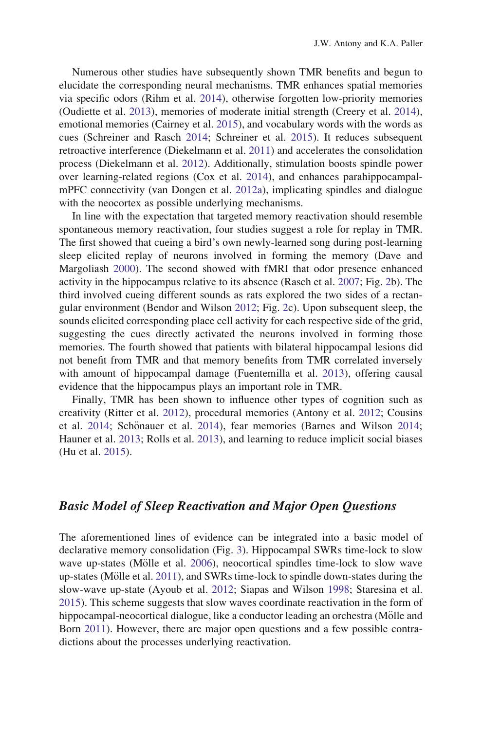Numerous other studies have subsequently shown TMR benefits and begun to elucidate the corresponding neural mechanisms. TMR enhances spatial memories via specific odors (Rihm et al. 2014), otherwise forgotten low-priority memories (Oudiette et al. 2013), memories of moderate initial strength (Creery et al. 2014), emotional memories (Cairney et al. 2015), and vocabulary words with the words as cues (Schreiner and Rasch 2014; Schreiner et al. 2015). It reduces subsequent retroactive interference (Diekelmann et al. 2011) and accelerates the consolidation process (Diekelmann et al. 2012). Additionally, stimulation boosts spindle power over learning-related regions (Cox et al. 2014), and enhances parahippocampal-mPFC connectivity (van Dongen et al. 2012a), implicating spindles and dialogue with the neocortex as possible underlying mechanisms.

In line with the expectation that targeted memory reactivation should resemble spontaneous memory reactivation, four studies suggest a role for replay in TMR. The first showed that cueing a bird's own newly-learned song during post-learning sleep elicited replay of neurons involved in forming the memory (Dave and Margoliash 2000). The second showed with fMRI that odor presence enhanced activity in the hippocampus relative to its absence (Rasch et al. 2007; Fig. 2b). The third involved cueing different sounds as rats explored the two sides of a rectangular environment (Bendor and Wilson 2012; Fig. 2c). Upon subsequent sleep, the sounds elicited corresponding place cell activity for each respective side of the grid, suggesting the cues directly activated the neurons involved in forming those memories. The fourth showed that patients with bilateral hippocampal lesions did not benefit from TMR and that memory benefits from TMR correlated inversely with amount of hippocampal damage (Fuentemilla et al. 2013), offering causal evidence that the hippocampus plays an important role in TMR.

Finally, TMR has been shown to influence other types of cognition such as creativity (Ritter et al. 2012), procedural memories (Antony et al. 2012; Cousins et al. 2014; Schönauer et al. 2014), fear memories (Barnes and Wilson 2014; Hauner et al. 2013; Rolls et al. 2013), and learning to reduce implicit social biases (Hu et al. 2015).

### *Basic Model of Sleep Reactivation and Major Open Questions*

The aforementioned lines of evidence can be integrated into a basic model of declarative memory consolidation (Fig. 3). Hippocampal SWRs time-lock to slow wave up-states (Mölle et al. 2006), neocortical spindles time-lock to slow wave up-states (Mölle et al. 2011), and SWRs time-lock to spindle down-states during the slow-wave up-state (Ayoub et al. 2012; Siapas and Wilson 1998; Staresina et al. 2015). This scheme suggests that slow waves coordinate reactivation in the form of hippocampal-neocortical dialogue, like a conductor leading an orchestra (Mölle and Born 2011). However, there are major open questions and a few possible contradictions about the processes underlying reactivation.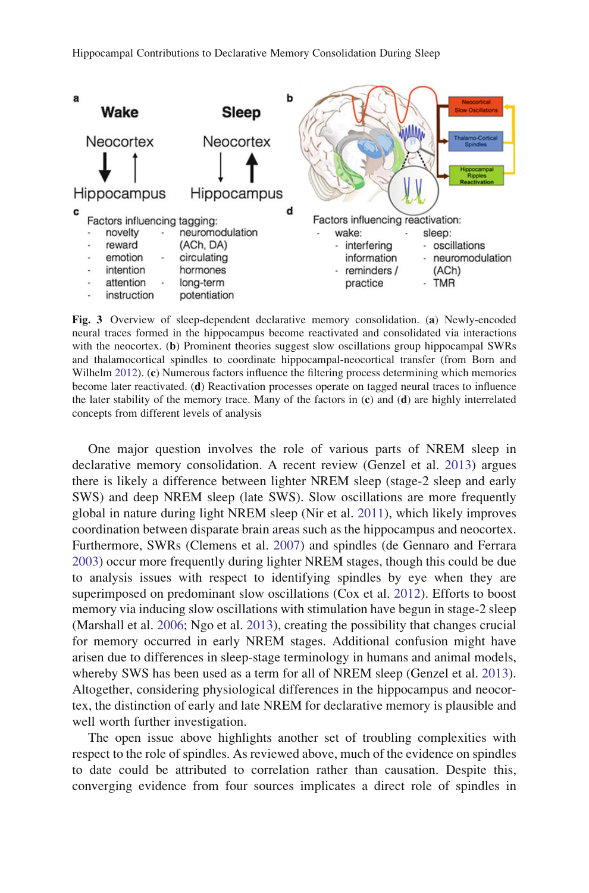Fig. 3 Overview of sleep-dependent declarative memory consolidation. (**a**) Newly-encoded neural traces formed in the hippocampus become reactivated and consolidated via interactions with the neocortex. (**b**) Prominent theories suggest slow oscillations group hippocampal SWRs and thalamocortical spindles to coordinate hippocampal-neocortical transfer (from Born and Wilhelm 2012). (**c**) Numerous factors influence the filtering process determining which memories become later reactivated. (**d**) Reactivation processes operate on tagged neural traces to influence the later stability of the memory trace. Many of the factors in (**c**) and (**d**) are highly interrelated concepts from different levels of analysis

One major question involves the role of various parts of NREM sleep in declarative memory consolidation. A recent review (Genzel et al. 2013) argues there is likely a difference between lighter NREM sleep (stage-2 sleep and early SWS) and deep NREM sleep (late SWS). Slow oscillations are more frequently global in nature during light NREM sleep (Nir et al. 2011), which likely improves coordination between disparate brain areas such as the hippocampus and neocortex. Furthermore, SWRs (Clemens et al. 2007) and spindles (de Gennaro and Ferrara 2003) occur more frequently during lighter NREM stages, though this could be due to analysis issues with respect to identifying spindles by eye when they are superimposed on predominant slow oscillations (Cox et al. 2012). Efforts to boost memory via inducing slow oscillations with stimulation have begun in stage-2 sleep (Marshall et al. 2006; Ngo et al. 2013), creating the possibility that changes crucial for memory occurred in early NREM stages. Additional confusion might have arisen due to differences in sleep-stage terminology in humans and animal models, whereby SWS has been used as a term for all of NREM sleep (Genzel et al. 2013). Altogether, considering physiological differences in the hippocampus and neocortex, the distinction of early and late NREM for declarative memory is plausible and well worth further investigation.

The open issue above highlights another set of troubling complexities with respect to the role of spindles. As reviewed above, much of the evidence on spindles to date could be attributed to correlation rather than causation. Despite this, converging evidence from four sources implicates a direct role of spindles in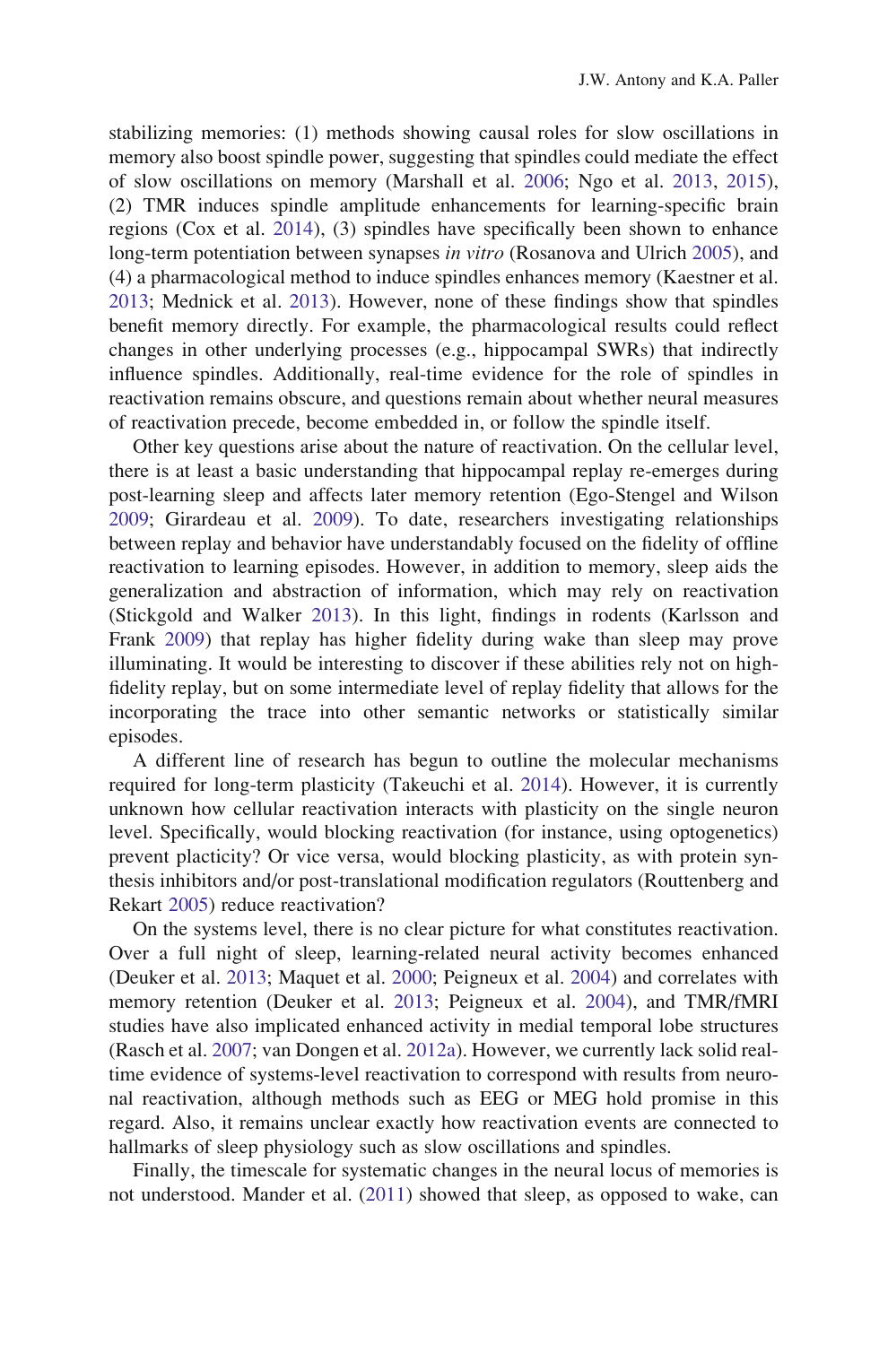stabilizing memories: (1) methods showing causal roles for slow oscillations in memory also boost spindle power, suggesting that spindles could mediate the effect of slow oscillations on memory (Marshall et al. 2006; Ngo et al. 2013, 2015), (2) TMR induces spindle amplitude enhancements for learning-specific brain regions (Cox et al. 2014), (3) spindles have specifically been shown to enhance long-term potentiation between synapses *in vitro* (Rosanova and Ulrich 2005), and (4) a pharmacological method to induce spindles enhances memory (Kaestner et al. 2013; Mednick et al. 2013). However, none of these findings show that spindles benefit memory directly. For example, the pharmacological results could reflect changes in other underlying processes (e.g., hippocampal SWRs) that indirectly influence spindles. Additionally, real-time evidence for the role of spindles in reactivation remains obscure, and questions remain about whether neural measures of reactivation precede, become embedded in, or follow the spindle itself.

Other key questions arise about the nature of reactivation. On the cellular level, there is at least a basic understanding that hippocampal replay re-emerges during post-learning sleep and affects later memory retention (Ego-Stengel and Wilson 2009; Girardeau et al. 2009). To date, researchers investigating relationships between replay and behavior have understandably focused on the fidelity of offline reactivation to learning episodes. However, in addition to memory, sleep aids the generalization and abstraction of information, which may rely on reactivation (Stickgold and Walker 2013). In this light, findings in rodents (Karlsson and Frank 2009) that replay has higher fidelity during wake than sleep may prove illuminating. It would be interesting to discover if these abilities rely not on high-fidelity replay, but on some intermediate level of replay fidelity that allows for the incorporating the trace into other semantic networks or statistically similar episodes.

A different line of research has begun to outline the molecular mechanisms required for long-term plasticity (Takeuchi et al. 2014). However, it is currently unknown how cellular reactivation interacts with plasticity on the single neuron level. Specifically, would blocking reactivation (for instance, using optogenetics) prevent placticity? Or vice versa, would blocking plasticity, as with protein synthesis inhibitors and/or post-translational modification regulators (Routtenberg and Rekart 2005) reduce reactivation?

On the systems level, there is no clear picture for what constitutes reactivation. Over a full night of sleep, learning-related neural activity becomes enhanced (Deuker et al. 2013; Maquet et al. 2000; Peigneux et al. 2004) and correlates with memory retention (Deuker et al. 2013; Peigneux et al. 2004), and TMR/fMRI studies have also implicated enhanced activity in medial temporal lobe structures (Rasch et al. 2007; van Dongen et al. 2012a). However, we currently lack solid real-time evidence of systems-level reactivation to correspond with results from neuronal reactivation, although methods such as EEG or MEG hold promise in this regard. Also, it remains unclear exactly how reactivation events are connected to hallmarks of sleep physiology such as slow oscillations and spindles.

Finally, the timescale for systematic changes in the neural locus of memories is not understood. Mander et al. (2011) showed that sleep, as opposed to wake, can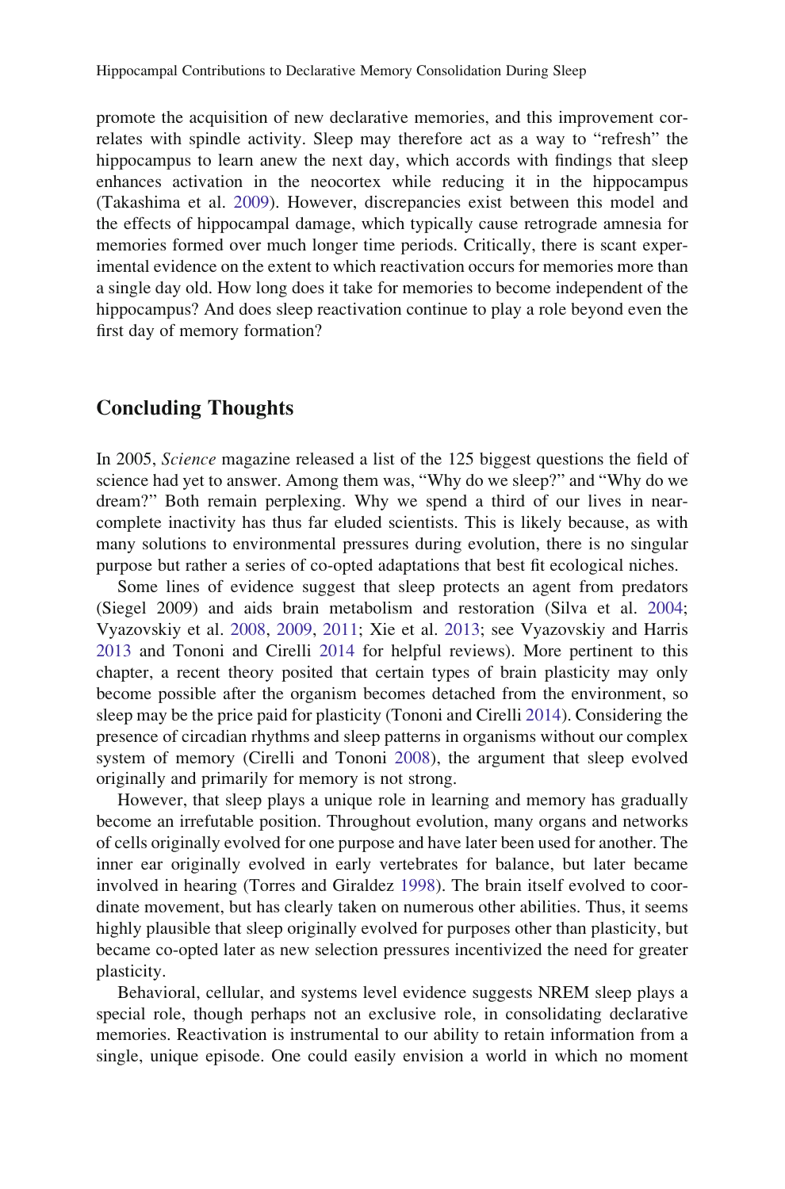promote the acquisition of new declarative memories, and this improvement correlates with spindle activity. Sleep may therefore act as a way to "refresh" the hippocampus to learn anew the next day, which accords with findings that sleep enhances activation in the neocortex while reducing it in the hippocampus (Takashima et al. 2009). However, discrepancies exist between this model and the effects of hippocampal damage, which typically cause retrograde amnesia for memories formed over much longer time periods. Critically, there is scant experimental evidence on the extent to which reactivation occurs for memories more than a single day old. How long does it take for memories to become independent of the hippocampus? And does sleep reactivation continue to play a role beyond even the first day of memory formation?

## Concluding Thoughts

In 2005, *Science* magazine released a list of the 125 biggest questions the field of science had yet to answer. Among them was, "Why do we sleep?" and "Why do we dream?" Both remain perplexing. Why we spend a third of our lives in near-complete inactivity has thus far eluded scientists. This is likely because, as with many solutions to environmental pressures during evolution, there is no singular purpose but rather a series of co-opted adaptations that best fit ecological niches.

Some lines of evidence suggest that sleep protects an agent from predators (Siegel 2009) and aids brain metabolism and restoration (Silva et al. 2004; Vyazovskiy et al. 2008, 2009, 2011; Xie et al. 2013; see Vyazovskiy and Harris 2013 and Tononi and Cirelli 2014 for helpful reviews). More pertinent to this chapter, a recent theory posited that certain types of brain plasticity may only become possible after the organism becomes detached from the environment, so sleep may be the price paid for plasticity (Tononi and Cirelli 2014). Considering the presence of circadian rhythms and sleep patterns in organisms without our complex system of memory (Cirelli and Tononi 2008), the argument that sleep evolved originally and primarily for memory is not strong.

However, that sleep plays a unique role in learning and memory has gradually become an irrefutable position. Throughout evolution, many organs and networks of cells originally evolved for one purpose and have later been used for another. The inner ear originally evolved in early vertebrates for balance, but later became involved in hearing (Torres and Giraldez 1998). The brain itself evolved to coordinate movement, but has clearly taken on numerous other abilities. Thus, it seems highly plausible that sleep originally evolved for purposes other than plasticity, but became co-opted later as new selection pressures incentivized the need for greater plasticity.

Behavioral, cellular, and systems level evidence suggests NREM sleep plays a special role, though perhaps not an exclusive role, in consolidating declarative memories. Reactivation is instrumental to our ability to retain information from a single, unique episode. One could easily envision a world in which no moment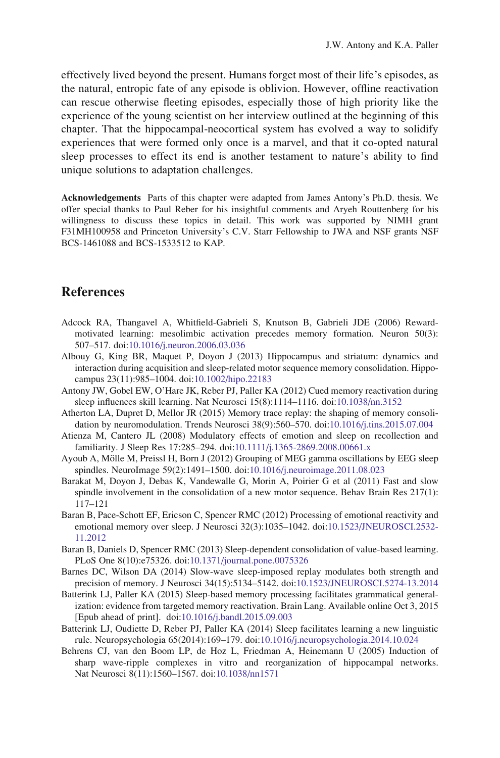effectively lived beyond the present. Humans forget most of their life's episodes, as the natural, entropic fate of any episode is oblivion. However, offline reactivation can rescue otherwise fleeting episodes, especially those of high priority like the experience of the young scientist on her interview outlined at the beginning of this chapter. That the hippocampal-neocortical system has evolved a way to solidify experiences that were formed only once is a marvel, and that it co-opted natural sleep processes to effect its end is another testament to nature's ability to find unique solutions to adaptation challenges.

**Acknowledgements** Parts of this chapter were adapted from James Antony's Ph.D. thesis. We offer special thanks to Paul Reber for his insightful comments and Aryeh Routtenberg for his willingness to discuss these topics in detail. This work was supported by NIMH grant F31MH100958 and Princeton University's C.V. Starr Fellowship to JWA and NSF grants NSF BCS-1461088 and BCS-1533512 to KAP.

## References

Adcock RA, Thangavel A, Whitfield-Gabrieli S, Knutson B, Gabrieli JDE (2006) Reward-motivated learning: mesolimbic activation precedes memory formation. Neuron 50(3): 507–517. doi:10.1016/j.neuron.2006.03.036

Albouy G, King BR, Maquet P, Doyon J (2013) Hippocampus and striatum: dynamics and interaction during acquisition and sleep-related motor sequence memory consolidation. Hippocampus 23(11):985–1004. doi:10.1002/hipo.22183

Antony JW, Gobel EW, O'Hare JK, Reber PJ, Paller KA (2012) Cued memory reactivation during sleep influences skill learning. Nat Neurosci 15(8):1114–1116. doi:10.1038/nn.3152

Atherton LA, Dupret D, Mellor JR (2015) Memory trace replay: the shaping of memory consolidation by neuromodulation. Trends Neurosci 38(9):560–570. doi:10.1016/j.tins.2015.07.004

Atienza M, Cantero JL (2008) Modulatory effects of emotion and sleep on recollection and familiarity. J Sleep Res 17:285–294. doi:10.1111/j.1365-2869.2008.00661.x

Ayoub A, Mölle M, Preissl H, Born J (2012) Grouping of MEG gamma oscillations by EEG sleep spindles. NeuroImage 59(2):1491–1500. doi:10.1016/j.neuroimage.2011.08.023

Barakat M, Doyon J, Debas K, Vandewalle G, Morin A, Poirier G et al (2011) Fast and slow spindle involvement in the consolidation of a new motor sequence. Behav Brain Res 217(1): 117–121

Baran B, Pace-Schott EF, Ericson C, Spencer RMC (2012) Processing of emotional reactivity and emotional memory over sleep. J Neurosci 32(3):1035–1042. doi:10.1523/JNEUROSCI.2532-11.2012

Baran B, Daniels D, Spencer RMC (2013) Sleep-dependent consolidation of value-based learning. PLoS One 8(10):e75326. doi:10.1371/journal.pone.0075326

Barnes DC, Wilson DA (2014) Slow-wave sleep-imposed replay modulates both strength and precision of memory. J Neurosci 34(15):5134–5142. doi:10.1523/JNEUROSCI.5274-13.2014

Batterink LJ, Paller KA (2015) Sleep-based memory processing facilitates grammatical generalization: evidence from targeted memory reactivation. Brain Lang. Available online Oct 3, 2015 [Epub ahead of print]. doi:10.1016/j.bandl.2015.09.003

Batterink LJ, Oudiette D, Reber PJ, Paller KA (2014) Sleep facilitates learning a new linguistic rule. Neuropsychologia 65(2014):169–179. doi:10.1016/j.neuropsychologia.2014.10.024

Behrens CJ, van den Boom LP, de Hoz L, Friedman A, Heinemann U (2005) Induction of sharp wave-ripple complexes in vitro and reorganization of hippocampal networks. Nat Neurosci 8(11):1560–1567. doi:10.1038/nn1571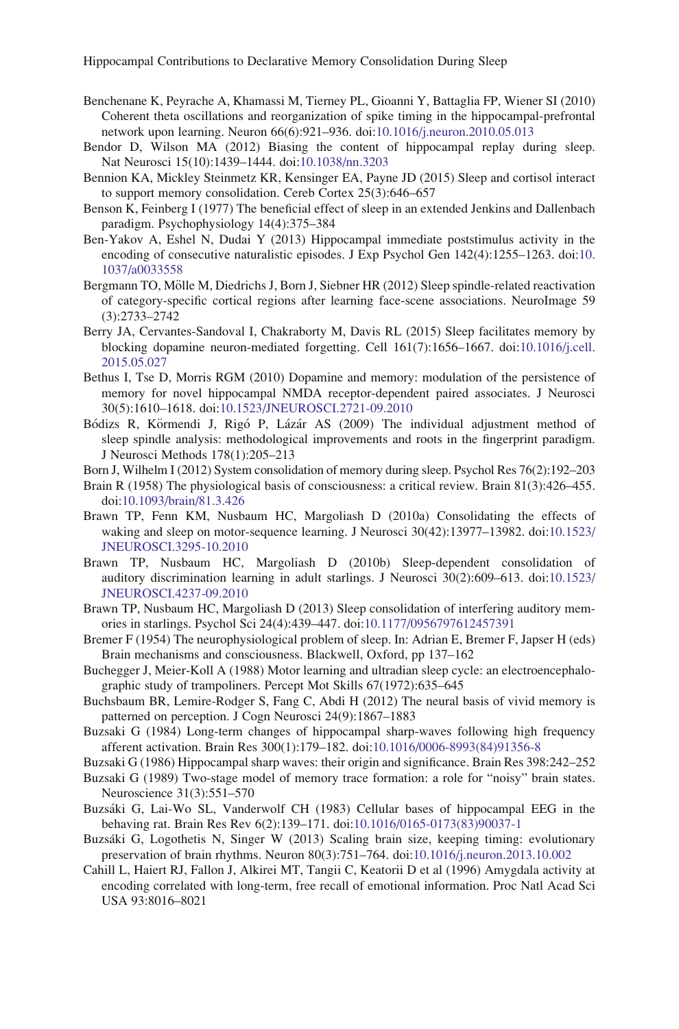Benchenane K, Peyrache A, Khamassi M, Tierney PL, Gioanni Y, Battaglia FP, Wiener SI (2010) Coherent theta oscillations and reorganization of spike timing in the hippocampal-prefrontal network upon learning. Neuron 66(6):921–936. doi:10.1016/j.neuron.2010.05.013

Bendor D, Wilson MA (2012) Biasing the content of hippocampal replay during sleep. Nat Neurosci 15(10):1439–1444. doi:10.1038/nn.3203

Bennion KA, Mickley Steinmetz KR, Kensinger EA, Payne JD (2015) Sleep and cortisol interact to support memory consolidation. Cereb Cortex 25(3):646–657

Benson K, Feinberg I (1977) The beneficial effect of sleep in an extended Jenkins and Dallenbach paradigm. Psychophysiology 14(4):375–384

Ben-Yakov A, Eshel N, Dudai Y (2013) Hippocampal immediate poststimulus activity in the encoding of consecutive naturalistic episodes. J Exp Psychol Gen 142(4):1255–1263. doi:10.1037/a0033558

Bergmann TO, Mölle M, Diedrichs J, Born J, Siebner HR (2012) Sleep spindle-related reactivation of category-specific cortical regions after learning face-scene associations. NeuroImage 59 (3):2733–2742

Berry JA, Cervantes-Sandoval I, Chakraborty M, Davis RL (2015) Sleep facilitates memory by blocking dopamine neuron-mediated forgetting. Cell 161(7):1656–1667. doi:10.1016/j.cell.2015.05.027

Bethus I, Tse D, Morris RGM (2010) Dopamine and memory: modulation of the persistence of memory for novel hippocampal NMDA receptor-dependent paired associates. J Neurosci 30(5):1610–1618. doi:10.1523/JNEUROSCI.2721-09.2010

Bódizs R, Körmendi J, Rigó P, Lázár AS (2009) The individual adjustment method of sleep spindle analysis: methodological improvements and roots in the fingerprint paradigm. J Neurosci Methods 178(1):205–213

Born J, Wilhelm I (2012) System consolidation of memory during sleep. Psychol Res 76(2):192–203

Brain R (1958) The physiological basis of consciousness: a critical review. Brain 81(3):426–455. doi:10.1093/brain/81.3.426

Brawn TP, Fenn KM, Nusbaum HC, Margoliash D (2010a) Consolidating the effects of waking and sleep on motor-sequence learning. J Neurosci 30(42):13977–13982. doi:10.1523/JNEUROSCI.3295-10.2010

Brawn TP, Nusbaum HC, Margoliash D (2010b) Sleep-dependent consolidation of auditory discrimination learning in adult starlings. J Neurosci 30(2):609–613. doi:10.1523/JNEUROSCI.4237-09.2010

Brawn TP, Nusbaum HC, Margoliash D (2013) Sleep consolidation of interfering auditory memories in starlings. Psychol Sci 24(4):439–447. doi:10.1177/0956797612457391

Bremer F (1954) The neurophysiological problem of sleep. In: Adrian E, Bremer F, Japser H (eds) Brain mechanisms and consciousness. Blackwell, Oxford, pp 137–162

Buchegger J, Meier-Koll A (1988) Motor learning and ultradian sleep cycle: an electroencephalographic study of trampoliners. Percept Mot Skills 67(1972):635–645

Buchsbaum BR, Lemire-Rodger S, Fang C, Abdi H (2012) The neural basis of vivid memory is patterned on perception. J Cogn Neurosci 24(9):1867–1883

Buzsaki G (1984) Long-term changes of hippocampal sharp-waves following high frequency afferent activation. Brain Res 300(1):179–182. doi:10.1016/0006-8993(84)91356-8

Buzsaki G (1986) Hippocampal sharp waves: their origin and significance. Brain Res 398:242–252

Buzsaki G (1989) Two-stage model of memory trace formation: a role for "noisy" brain states. Neuroscience 31(3):551–570

Buzsáki G, Lai-Wo SL, Vanderwolf CH (1983) Cellular bases of hippocampal EEG in the behaving rat. Brain Res Rev 6(2):139–171. doi:10.1016/0165-0173(83)90037-1

Buzsáki G, Logothetis N, Singer W (2013) Scaling brain size, keeping timing: evolutionary preservation of brain rhythms. Neuron 80(3):751–764. doi:10.1016/j.neuron.2013.10.002

Cahill L, Haiert RJ, Fallon J, Alkirei MT, Tangii C, Keatorii D et al (1996) Amygdala activity at encoding correlated with long-term, free recall of emotional information. Proc Natl Acad Sci USA 93:8016–8021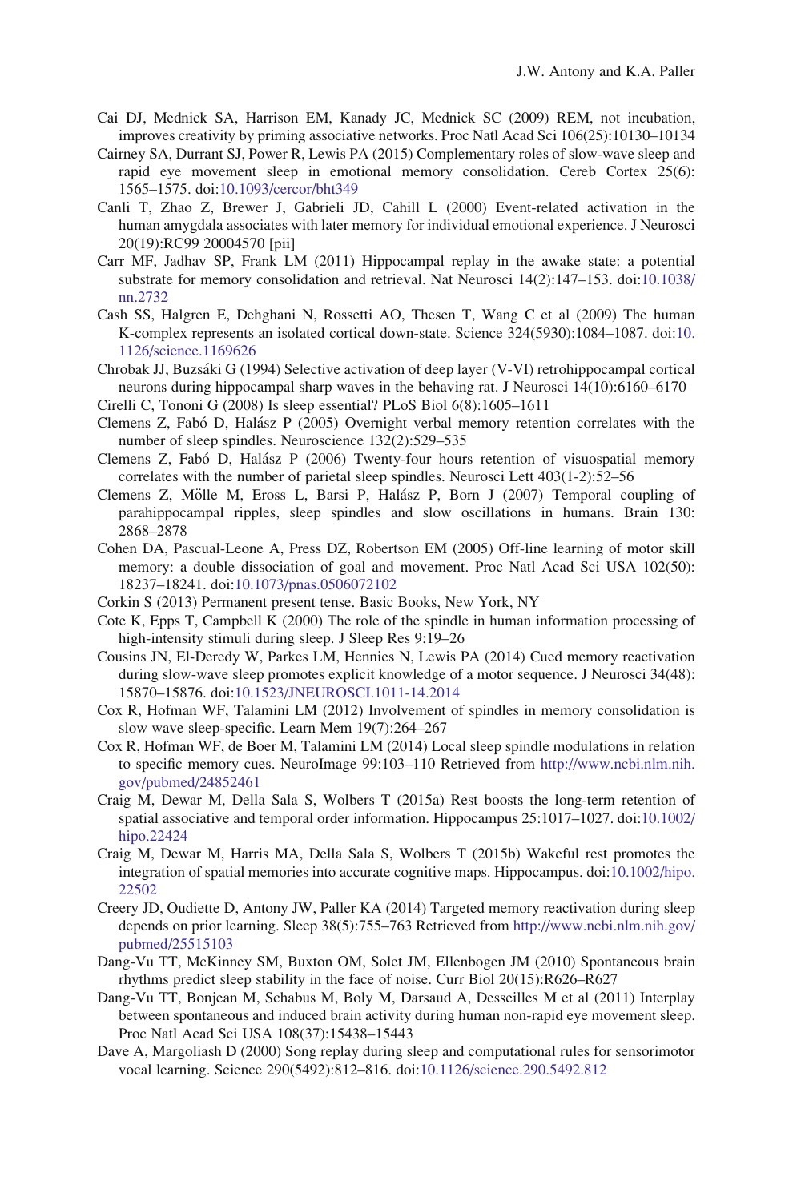Cai DJ, Mednick SA, Harrison EM, Kanady JC, Mednick SC (2009) REM, not incubation, improves creativity by priming associative networks. Proc Natl Acad Sci 106(25):10130–10134

Cairney SA, Durrant SJ, Power R, Lewis PA (2015) Complementary roles of slow-wave sleep and rapid eye movement sleep in emotional memory consolidation. Cereb Cortex 25(6): 1565–1575. doi:10.1093/cercor/bht349

Canli T, Zhao Z, Brewer J, Gabrieli JD, Cahill L (2000) Event-related activation in the human amygdala associates with later memory for individual emotional experience. J Neurosci 20(19):RC99 20004570 [pii]

Carr MF, Jadhav SP, Frank LM (2011) Hippocampal replay in the awake state: a potential substrate for memory consolidation and retrieval. Nat Neurosci 14(2):147–153. doi:10.1038/nn.2732

Cash SS, Halgren E, Dehghani N, Rossetti AO, Thesen T, Wang C et al (2009) The human K-complex represents an isolated cortical down-state. Science 324(5930):1084–1087. doi:10.1126/science.1169626

Chrobak JJ, Buzsáki G (1994) Selective activation of deep layer (V-VI) retrohippocampal cortical neurons during hippocampal sharp waves in the behaving rat. J Neurosci 14(10):6160–6170

Cirelli C, Tononi G (2008) Is sleep essential? PLoS Biol 6(8):1605–1611

Clemens Z, Fabó D, Halász P (2005) Overnight verbal memory retention correlates with the number of sleep spindles. Neuroscience 132(2):529–535

Clemens Z, Fabó D, Halász P (2006) Twenty-four hours retention of visuospatial memory correlates with the number of parietal sleep spindles. Neurosci Lett 403(1-2):52–56

Clemens Z, Mölle M, Eross L, Barsi P, Halász P, Born J (2007) Temporal coupling of parahippocampal ripples, sleep spindles and slow oscillations in humans. Brain 130: 2868–2878

Cohen DA, Pascual-Leone A, Press DZ, Robertson EM (2005) Off-line learning of motor skill memory: a double dissociation of goal and movement. Proc Natl Acad Sci USA 102(50): 18237–18241. doi:10.1073/pnas.0506072102

Corkin S (2013) Permanent present tense. Basic Books, New York, NY

Cote K, Epps T, Campbell K (2000) The role of the spindle in human information processing of high-intensity stimuli during sleep. J Sleep Res 9:19–26

Cousins JN, El-Deredy W, Parkes LM, Hennies N, Lewis PA (2014) Cued memory reactivation during slow-wave sleep promotes explicit knowledge of a motor sequence. J Neurosci 34(48): 15870–15876. doi:10.1523/JNEUROSCI.1011-14.2014

Cox R, Hofman WF, Talamini LM (2012) Involvement of spindles in memory consolidation is slow wave sleep-specific. Learn Mem 19(7):264–267

Cox R, Hofman WF, de Boer M, Talamini LM (2014) Local sleep spindle modulations in relation to specific memory cues. NeuroImage 99:103–110 Retrieved from http://www.ncbi.nlm.nih.gov/pubmed/24852461

Craig M, Dewar M, Della Sala S, Wolbers T (2015a) Rest boosts the long-term retention of spatial associative and temporal order information. Hippocampus 25:1017–1027. doi:10.1002/hipo.22424

Craig M, Dewar M, Harris MA, Della Sala S, Wolbers T (2015b) Wakeful rest promotes the integration of spatial memories into accurate cognitive maps. Hippocampus. doi:10.1002/hipo.22502

Creery JD, Oudiette D, Antony JW, Paller KA (2014) Targeted memory reactivation during sleep depends on prior learning. Sleep 38(5):755–763 Retrieved from http://www.ncbi.nlm.nih.gov/pubmed/25515103

Dang-Vu TT, McKinney SM, Buxton OM, Solet JM, Ellenbogen JM (2010) Spontaneous brain rhythms predict sleep stability in the face of noise. Curr Biol 20(15):R626–R627

Dang-Vu TT, Bonjean M, Schabus M, Boly M, Darsaud A, Desseilles M et al (2011) Interplay between spontaneous and induced brain activity during human non-rapid eye movement sleep. Proc Natl Acad Sci USA 108(37):15438–15443

Dave A, Margoliash D (2000) Song replay during sleep and computational rules for sensorimotor vocal learning. Science 290(5492):812–816. doi:10.1126/science.290.5492.812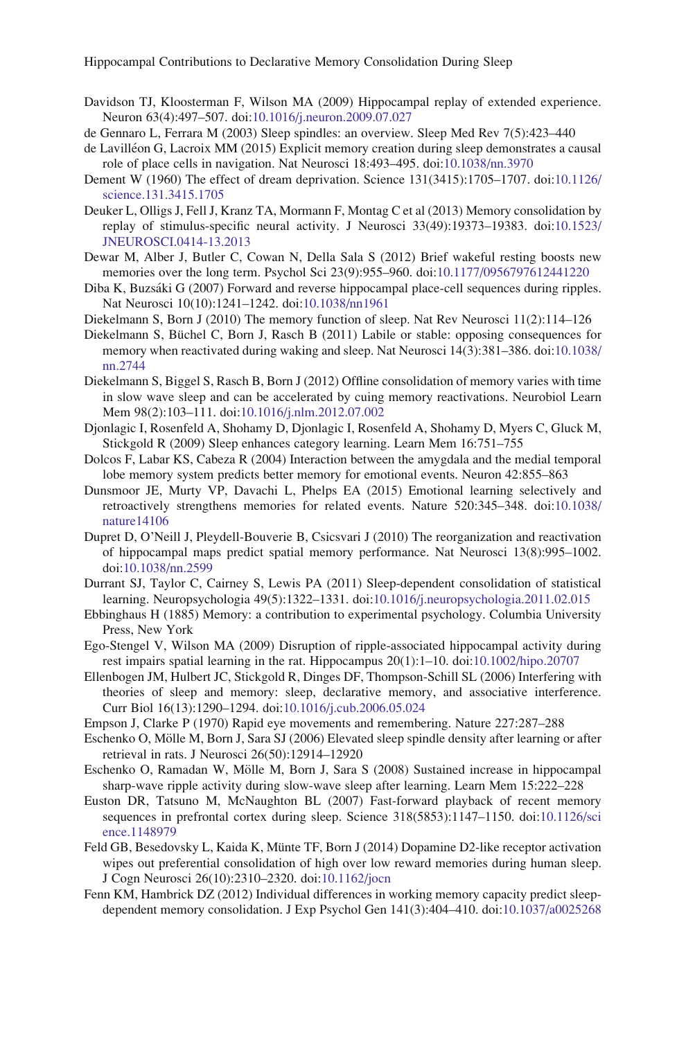Davidson TJ, Kloosterman F, Wilson MA (2009) Hippocampal replay of extended experience. Neuron 63(4):497–507. doi:10.1016/j.neuron.2009.07.027

de Gennaro L, Ferrara M (2003) Sleep spindles: an overview. Sleep Med Rev 7(5):423–440

de Lavilléon G, Lacroix MM (2015) Explicit memory creation during sleep demonstrates a causal role of place cells in navigation. Nat Neurosci 18:493–495. doi:10.1038/nn.3970

Dement W (1960) The effect of dream deprivation. Science 131(3415):1705–1707. doi:10.1126/science.131.3415.1705

Deuker L, Olligs J, Fell J, Kranz TA, Mormann F, Montag C et al (2013) Memory consolidation by replay of stimulus-specific neural activity. J Neurosci 33(49):19373–19383. doi:10.1523/JNEUROSCI.0414-13.2013

Dewar M, Alber J, Butler C, Cowan N, Della Sala S (2012) Brief wakeful resting boosts new memories over the long term. Psychol Sci 23(9):955–960. doi:10.1177/0956797612441220

Diba K, Buzsáki G (2007) Forward and reverse hippocampal place-cell sequences during ripples. Nat Neurosci 10(10):1241–1242. doi:10.1038/nn1961

Diekelmann S, Born J (2010) The memory function of sleep. Nat Rev Neurosci 11(2):114–126

Diekelmann S, Büchel C, Born J, Rasch B (2011) Labile or stable: opposing consequences for memory when reactivated during waking and sleep. Nat Neurosci 14(3):381–386. doi:10.1038/nn.2744

Diekelmann S, Biggel S, Rasch B, Born J (2012) Offline consolidation of memory varies with time in slow wave sleep and can be accelerated by cuing memory reactivations. Neurobiol Learn Mem 98(2):103–111. doi:10.1016/j.nlm.2012.07.002

Djonlagic I, Rosenfeld A, Shohamy D, Djonlagic I, Rosenfeld A, Shohamy D, Myers C, Gluck M, Stickgold R (2009) Sleep enhances category learning. Learn Mem 16:751–755

Dolcos F, Labar KS, Cabeza R (2004) Interaction between the amygdala and the medial temporal lobe memory system predicts better memory for emotional events. Neuron 42:855–863

Dunsmoor JE, Murty VP, Davachi L, Phelps EA (2015) Emotional learning selectively and retroactively strengthens memories for related events. Nature 520:345–348. doi:10.1038/nature14106

Dupret D, O'Neill J, Pleydell-Bouverie B, Csicsvari J (2010) The reorganization and reactivation of hippocampal maps predict spatial memory performance. Nat Neurosci 13(8):995–1002. doi:10.1038/nn.2599

Durrant SJ, Taylor C, Cairney S, Lewis PA (2011) Sleep-dependent consolidation of statistical learning. Neuropsychologia 49(5):1322–1331. doi:10.1016/j.neuropsychologia.2011.02.015

Ebbinghaus H (1885) Memory: a contribution to experimental psychology. Columbia University Press, New York

Ego-Stengel V, Wilson MA (2009) Disruption of ripple-associated hippocampal activity during rest impairs spatial learning in the rat. Hippocampus 20(1):1–10. doi:10.1002/hipo.20707

Ellenbogen JM, Hulbert JC, Stickgold R, Dinges DF, Thompson-Schill SL (2006) Interfering with theories of sleep and memory: sleep, declarative memory, and associative interference. Curr Biol 16(13):1290–1294. doi:10.1016/j.cub.2006.05.024

Empson J, Clarke P (1970) Rapid eye movements and remembering. Nature 227:287–288

Eschenko O, Mölle M, Born J, Sara SJ (2006) Elevated sleep spindle density after learning or after retrieval in rats. J Neurosci 26(50):12914–12920

Eschenko O, Ramadan W, Mölle M, Born J, Sara S (2008) Sustained increase in hippocampal sharp-wave ripple activity during slow-wave sleep after learning. Learn Mem 15:222–228

Euston DR, Tatsuno M, McNaughton BL (2007) Fast-forward playback of recent memory sequences in prefrontal cortex during sleep. Science 318(5853):1147–1150. doi:10.1126/science.1148979

Feld GB, Besedovsky L, Kaida K, Münte TF, Born J (2014) Dopamine D2-like receptor activation wipes out preferential consolidation of high over low reward memories during human sleep. J Cogn Neurosci 26(10):2310–2320. doi:10.1162/jocn

Fenn KM, Hambrick DZ (2012) Individual differences in working memory capacity predict sleep-dependent memory consolidation. J Exp Psychol Gen 141(3):404–410. doi:10.1037/a0025268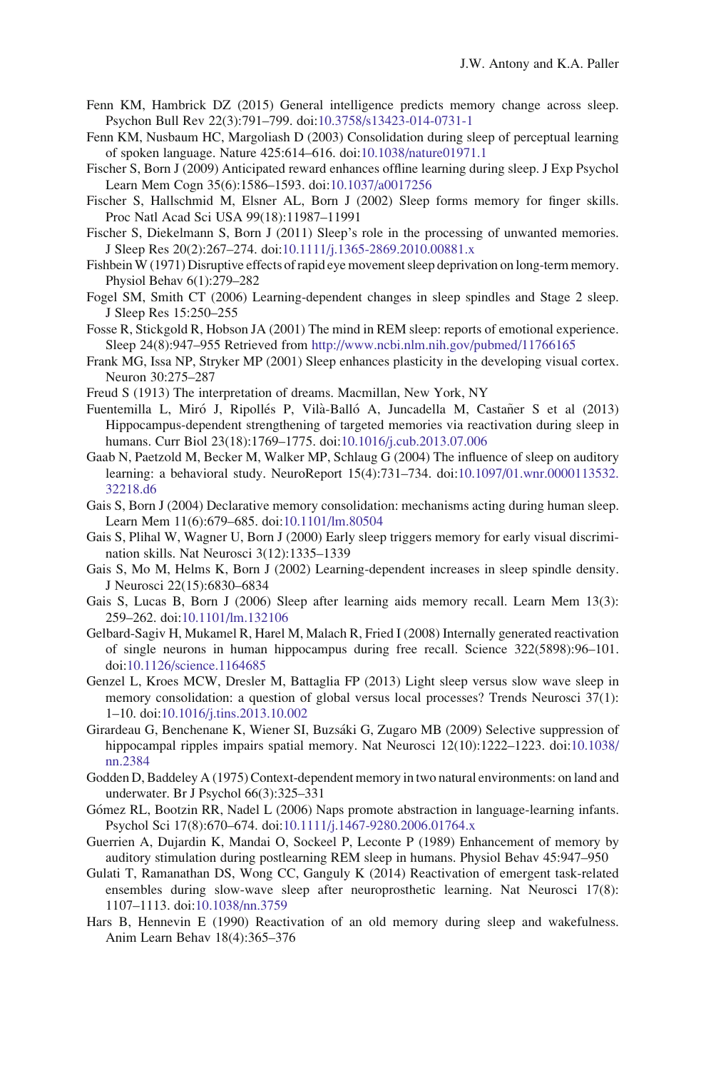Fenn KM, Hambrick DZ (2015) General intelligence predicts memory change across sleep. Psychon Bull Rev 22(3):791–799. doi:10.3758/s13423-014-0731-1

Fenn KM, Nusbaum HC, Margoliash D (2003) Consolidation during sleep of perceptual learning of spoken language. Nature 425:614–616. doi:10.1038/nature01971.1

Fischer S, Born J (2009) Anticipated reward enhances offline learning during sleep. J Exp Psychol Learn Mem Cogn 35(6):1586–1593. doi:10.1037/a0017256

Fischer S, Hallschmid M, Elsner AL, Born J (2002) Sleep forms memory for finger skills. Proc Natl Acad Sci USA 99(18):11987–11991

Fischer S, Diekelmann S, Born J (2011) Sleep's role in the processing of unwanted memories. J Sleep Res 20(2):267–274. doi:10.1111/j.1365-2869.2010.00881.x

Fishbein W (1971) Disruptive effects of rapid eye movement sleep deprivation on long-term memory. Physiol Behav 6(1):279–282

Fogel SM, Smith CT (2006) Learning-dependent changes in sleep spindles and Stage 2 sleep. J Sleep Res 15:250–255

Fosse R, Stickgold R, Hobson JA (2001) The mind in REM sleep: reports of emotional experience. Sleep 24(8):947–955 Retrieved from http://www.ncbi.nlm.nih.gov/pubmed/11766165

Frank MG, Issa NP, Stryker MP (2001) Sleep enhances plasticity in the developing visual cortex. Neuron 30:275–287

Freud S (1913) The interpretation of dreams. Macmillan, New York, NY

Fuentemilla L, Miró J, Ripollés P, Vilà-Balló A, Juncadella M, Castañer S et al (2013) Hippocampus-dependent strengthening of targeted memories via reactivation during sleep in humans. Curr Biol 23(18):1769–1775. doi:10.1016/j.cub.2013.07.006

Gaab N, Paetzold M, Becker M, Walker MP, Schlaug G (2004) The influence of sleep on auditory learning: a behavioral study. NeuroReport 15(4):731–734. doi:10.1097/01.wnr.0000113532.32218.d6

Gais S, Born J (2004) Declarative memory consolidation: mechanisms acting during human sleep. Learn Mem 11(6):679–685. doi:10.1101/lm.80504

Gais S, Plihal W, Wagner U, Born J (2000) Early sleep triggers memory for early visual discrimination skills. Nat Neurosci 3(12):1335–1339

Gais S, Mo M, Helms K, Born J (2002) Learning-dependent increases in sleep spindle density. J Neurosci 22(15):6830–6834

Gais S, Lucas B, Born J (2006) Sleep after learning aids memory recall. Learn Mem 13(3): 259–262. doi:10.1101/lm.132106

Gelbard-Sagiv H, Mukamel R, Harel M, Malach R, Fried I (2008) Internally generated reactivation of single neurons in human hippocampus during free recall. Science 322(5898):96–101. doi:10.1126/science.1164685

Genzel L, Kroes MCW, Dresler M, Battaglia FP (2013) Light sleep versus slow wave sleep in memory consolidation: a question of global versus local processes? Trends Neurosci 37(1): 1–10. doi:10.1016/j.tins.2013.10.002

Girardeau G, Benchenane K, Wiener SI, Buzsáki G, Zugaro MB (2009) Selective suppression of hippocampal ripples impairs spatial memory. Nat Neurosci 12(10):1222–1223. doi:10.1038/nn.2384

Godden D, Baddeley A (1975) Context-dependent memory in two natural environments: on land and underwater. Br J Psychol 66(3):325–331

Gómez RL, Bootzin RR, Nadel L (2006) Naps promote abstraction in language-learning infants. Psychol Sci 17(8):670–674. doi:10.1111/j.1467-9280.2006.01764.x

Guerrien A, Dujardin K, Mandai O, Sockeel P, Leconte P (1989) Enhancement of memory by auditory stimulation during postlearning REM sleep in humans. Physiol Behav 45:947–950

Gulati T, Ramanathan DS, Wong CC, Ganguly K (2014) Reactivation of emergent task-related ensembles during slow-wave sleep after neuroprosthetic learning. Nat Neurosci 17(8): 1107–1113. doi:10.1038/nn.3759

Hars B, Hennevin E (1990) Reactivation of an old memory during sleep and wakefulness. Anim Learn Behav 18(4):365–376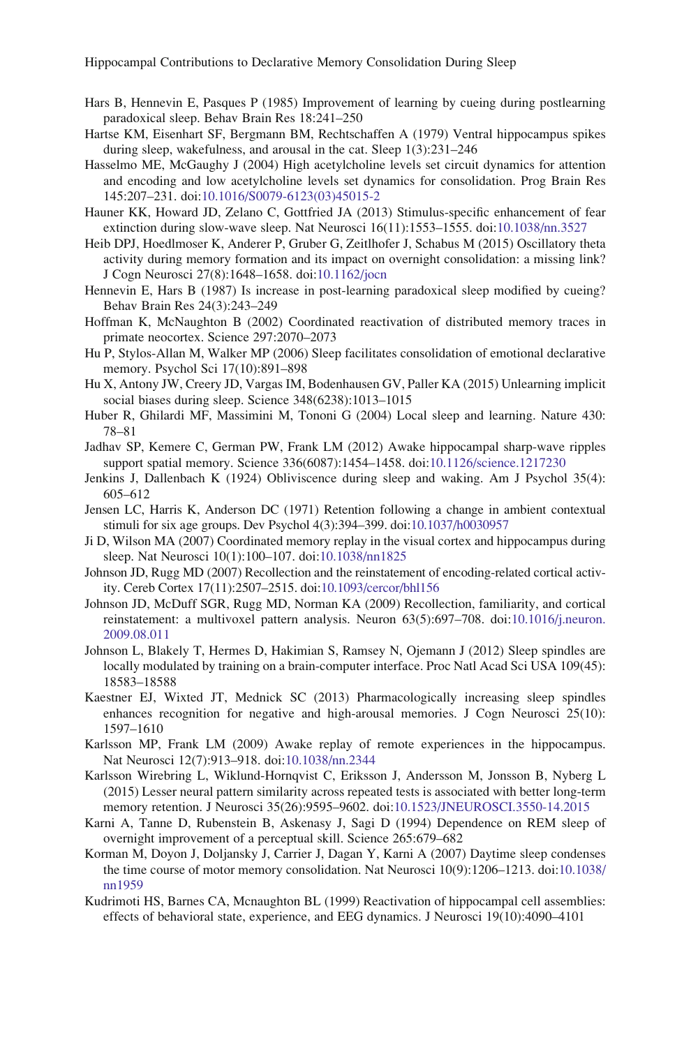Hars B, Hennevin E, Pasques P (1985) Improvement of learning by cueing during postlearning paradoxical sleep. Behav Brain Res 18:241–250

Hartse KM, Eisenhart SF, Bergmann BM, Rechtschaffen A (1979) Ventral hippocampus spikes during sleep, wakefulness, and arousal in the cat. Sleep 1(3):231–246

Hasselmo ME, McGaughy J (2004) High acetylcholine levels set circuit dynamics for attention and encoding and low acetylcholine levels set dynamics for consolidation. Prog Brain Res 145:207–231. doi:10.1016/S0079-6123(03)45015-2

Hauner KK, Howard JD, Zelano C, Gottfried JA (2013) Stimulus-specific enhancement of fear extinction during slow-wave sleep. Nat Neurosci 16(11):1553–1555. doi:10.1038/nn.3527

Heib DPJ, Hoedlmoser K, Anderer P, Gruber G, Zeitlhofer J, Schabus M (2015) Oscillatory theta activity during memory formation and its impact on overnight consolidation: a missing link? J Cogn Neurosci 27(8):1648–1658. doi:10.1162/jocn

Hennevin E, Hars B (1987) Is increase in post-learning paradoxical sleep modified by cueing? Behav Brain Res 24(3):243–249

Hoffman K, McNaughton B (2002) Coordinated reactivation of distributed memory traces in primate neocortex. Science 297:2070–2073

Hu P, Stylos-Allan M, Walker MP (2006) Sleep facilitates consolidation of emotional declarative memory. Psychol Sci 17(10):891–898

Hu X, Antony JW, Creery JD, Vargas IM, Bodenhausen GV, Paller KA (2015) Unlearning implicit social biases during sleep. Science 348(6238):1013–1015

Huber R, Ghilardi MF, Massimini M, Tononi G (2004) Local sleep and learning. Nature 430: 78–81

Jadhav SP, Kemere C, German PW, Frank LM (2012) Awake hippocampal sharp-wave ripples support spatial memory. Science 336(6087):1454–1458. doi:10.1126/science.1217230

Jenkins J, Dallenbach K (1924) Obliviscence during sleep and waking. Am J Psychol 35(4): 605–612

Jensen LC, Harris K, Anderson DC (1971) Retention following a change in ambient contextual stimuli for six age groups. Dev Psychol 4(3):394–399. doi:10.1037/h0030957

Ji D, Wilson MA (2007) Coordinated memory replay in the visual cortex and hippocampus during sleep. Nat Neurosci 10(1):100–107. doi:10.1038/nn1825

Johnson JD, Rugg MD (2007) Recollection and the reinstatement of encoding-related cortical activity. Cereb Cortex 17(11):2507–2515. doi:10.1093/cercor/bhl156

Johnson JD, McDuff SGR, Rugg MD, Norman KA (2009) Recollection, familiarity, and cortical reinstatement: a multivoxel pattern analysis. Neuron 63(5):697–708. doi:10.1016/j.neuron.2009.08.011

Johnson L, Blakely T, Hermes D, Hakimian S, Ramsey N, Ojemann J (2012) Sleep spindles are locally modulated by training on a brain-computer interface. Proc Natl Acad Sci USA 109(45): 18583–18588

Kaestner EJ, Wixted JT, Mednick SC (2013) Pharmacologically increasing sleep spindles enhances recognition for negative and high-arousal memories. J Cogn Neurosci 25(10): 1597–1610

Karlsson MP, Frank LM (2009) Awake replay of remote experiences in the hippocampus. Nat Neurosci 12(7):913–918. doi:10.1038/nn.2344

Karlsson Wirebring L, Wiklund-Hornqvist C, Eriksson J, Andersson M, Jonsson B, Nyberg L (2015) Lesser neural pattern similarity across repeated tests is associated with better long-term memory retention. J Neurosci 35(26):9595–9602. doi:10.1523/JNEUROSCI.3550-14.2015

Karni A, Tanne D, Rubenstein B, Askenasy J, Sagi D (1994) Dependence on REM sleep of overnight improvement of a perceptual skill. Science 265:679–682

Korman M, Doyon J, Doljansky J, Carrier J, Dagan Y, Karni A (2007) Daytime sleep condenses the time course of motor memory consolidation. Nat Neurosci 10(9):1206–1213. doi:10.1038/nn1959

Kudrimoti HS, Barnes CA, Mcnaughton BL (1999) Reactivation of hippocampal cell assemblies: effects of behavioral state, experience, and EEG dynamics. J Neurosci 19(10):4090–4101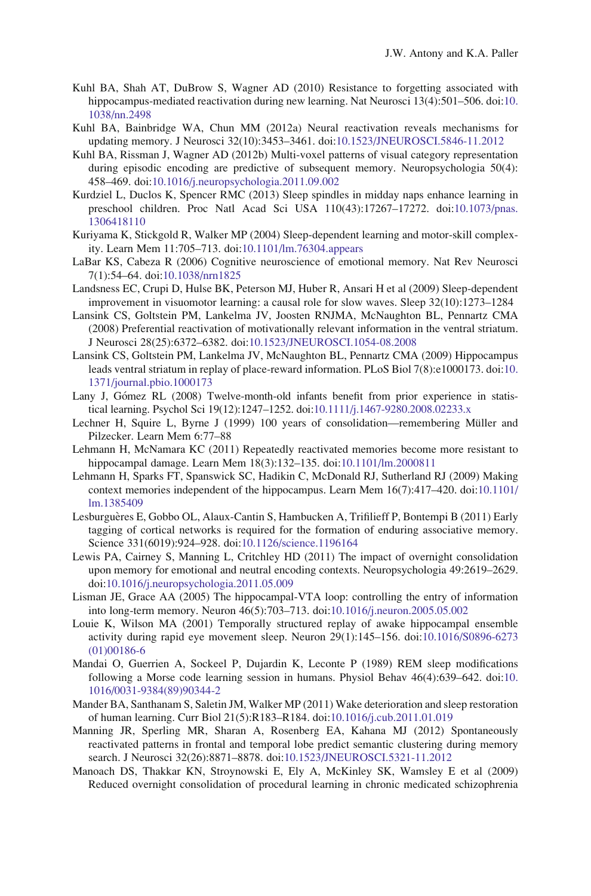Kuhl BA, Shah AT, DuBrow S, Wagner AD (2010) Resistance to forgetting associated with hippocampus-mediated reactivation during new learning. Nat Neurosci 13(4):501–506. doi:10.1038/nn.2498

Kuhl BA, Bainbridge WA, Chun MM (2012a) Neural reactivation reveals mechanisms for updating memory. J Neurosci 32(10):3453–3461. doi:10.1523/JNEUROSCI.5846-11.2012

Kuhl BA, Rissman J, Wagner AD (2012b) Multi-voxel patterns of visual category representation during episodic encoding are predictive of subsequent memory. Neuropsychologia 50(4): 458–469. doi:10.1016/j.neuropsychologia.2011.09.002

Kurdziel L, Duclos K, Spencer RMC (2013) Sleep spindles in midday naps enhance learning in preschool children. Proc Natl Acad Sci USA 110(43):17267–17272. doi:10.1073/pnas.1306418110

Kuriyama K, Stickgold R, Walker MP (2004) Sleep-dependent learning and motor-skill complexity. Learn Mem 11:705–713. doi:10.1101/lm.76304.appears

LaBar KS, Cabeza R (2006) Cognitive neuroscience of emotional memory. Nat Rev Neurosci 7(1):54–64. doi:10.1038/nrn1825

Landsness EC, Crupi D, Hulse BK, Peterson MJ, Huber R, Ansari H et al (2009) Sleep-dependent improvement in visuomotor learning: a causal role for slow waves. Sleep 32(10):1273–1284

Lansink CS, Goltstein PM, Lankelma JV, Joosten RNJMA, McNaughton BL, Pennartz CMA (2008) Preferential reactivation of motivationally relevant information in the ventral striatum. J Neurosci 28(25):6372–6382. doi:10.1523/JNEUROSCI.1054-08.2008

Lansink CS, Goltstein PM, Lankelma JV, McNaughton BL, Pennartz CMA (2009) Hippocampus leads ventral striatum in replay of place-reward information. PLoS Biol 7(8):e1000173. doi:10.1371/journal.pbio.1000173

Lany J, Gómez RL (2008) Twelve-month-old infants benefit from prior experience in statistical learning. Psychol Sci 19(12):1247–1252. doi:10.1111/j.1467-9280.2008.02233.x

Lechner H, Squire L, Byrne J (1999) 100 years of consolidation—remembering Müller and Pilzecker. Learn Mem 6:77–88

Lehmann H, McNamara KC (2011) Repeatedly reactivated memories become more resistant to hippocampal damage. Learn Mem 18(3):132–135. doi:10.1101/lm.2000811

Lehmann H, Sparks FT, Spanswick SC, Hadikin C, McDonald RJ, Sutherland RJ (2009) Making context memories independent of the hippocampus. Learn Mem 16(7):417–420. doi:10.1101/lm.1385409

Lesburguères E, Gobbo OL, Alaux-Cantin S, Hambucken A, Trifilieff P, Bontempi B (2011) Early tagging of cortical networks is required for the formation of enduring associative memory. Science 331(6019):924–928. doi:10.1126/science.1196164

Lewis PA, Cairney S, Manning L, Critchley HD (2011) The impact of overnight consolidation upon memory for emotional and neutral encoding contexts. Neuropsychologia 49:2619–2629. doi:10.1016/j.neuropsychologia.2011.05.009

Lisman JE, Grace AA (2005) The hippocampal-VTA loop: controlling the entry of information into long-term memory. Neuron 46(5):703–713. doi:10.1016/j.neuron.2005.05.002

Louie K, Wilson MA (2001) Temporally structured replay of awake hippocampal ensemble activity during rapid eye movement sleep. Neuron 29(1):145–156. doi:10.1016/S0896-6273(01)00186-6

Mandai O, Guerrien A, Sockeel P, Dujardin K, Leconte P (1989) REM sleep modifications following a Morse code learning session in humans. Physiol Behav 46(4):639–642. doi:10.1016/0031-9384(89)90344-2

Mander BA, Santhanam S, Saletin JM, Walker MP (2011) Wake deterioration and sleep restoration of human learning. Curr Biol 21(5):R183–R184. doi:10.1016/j.cub.2011.01.019

Manning JR, Sperling MR, Sharan A, Rosenberg EA, Kahana MJ (2012) Spontaneously reactivated patterns in frontal and temporal lobe predict semantic clustering during memory search. J Neurosci 32(26):8871–8878. doi:10.1523/JNEUROSCI.5321-11.2012

Manoach DS, Thakkar KN, Stroynowski E, Ely A, McKinley SK, Wamsley E et al (2009) Reduced overnight consolidation of procedural learning in chronic medicated schizophrenia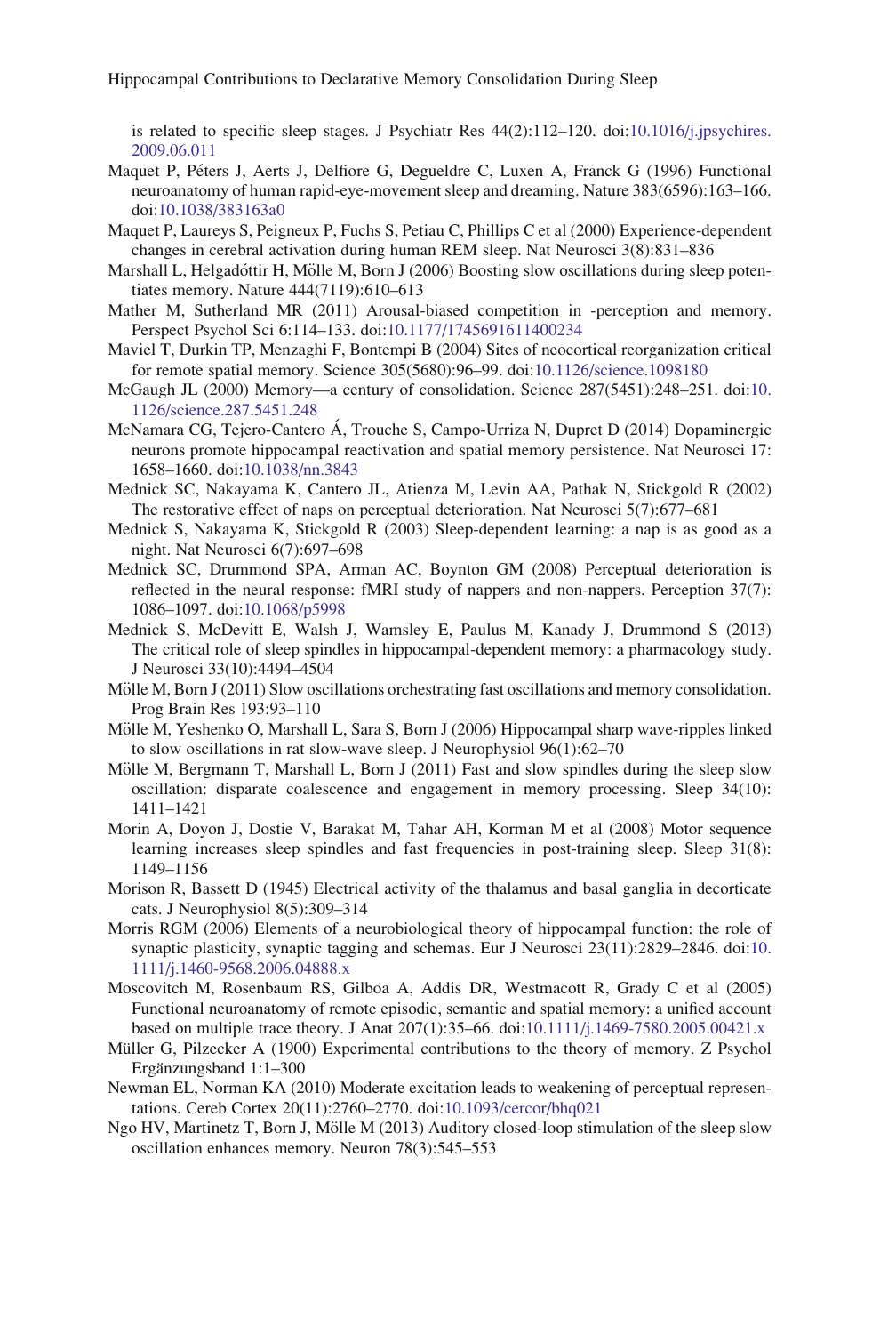is related to specific sleep stages. J Psychiatr Res 44(2):112–120. doi:10.1016/j.jpsychires.2009.06.011

Maquet P, Péters J, Aerts J, Delfiore G, Degueldre C, Luxen A, Franck G (1996) Functional neuroanatomy of human rapid-eye-movement sleep and dreaming. Nature 383(6596):163–166. doi:10.1038/383163a0

Maquet P, Laureys S, Peigneux P, Fuchs S, Petiau C, Phillips C et al (2000) Experience-dependent changes in cerebral activation during human REM sleep. Nat Neurosci 3(8):831–836

Marshall L, Helgadóttir H, Mölle M, Born J (2006) Boosting slow oscillations during sleep potentiates memory. Nature 444(7119):610–613

Mather M, Sutherland MR (2011) Arousal-biased competition in -perception and memory. Perspect Psychol Sci 6:114–133. doi:10.1177/1745691611400234

Maviel T, Durkin TP, Menzaghi F, Bontempi B (2004) Sites of neocortical reorganization critical for remote spatial memory. Science 305(5680):96–99. doi:10.1126/science.1098180

McGaugh JL (2000) Memory—a century of consolidation. Science 287(5451):248–251. doi:10.1126/science.287.5451.248

McNamara CG, Tejero-Cantero Á, Trouche S, Campo-Urriza N, Dupret D (2014) Dopaminergic neurons promote hippocampal reactivation and spatial memory persistence. Nat Neurosci 17: 1658–1660. doi:10.1038/nn.3843

Mednick SC, Nakayama K, Cantero JL, Atienza M, Levin AA, Pathak N, Stickgold R (2002) The restorative effect of naps on perceptual deterioration. Nat Neurosci 5(7):677–681

Mednick S, Nakayama K, Stickgold R (2003) Sleep-dependent learning: a nap is as good as a night. Nat Neurosci 6(7):697–698

Mednick SC, Drummond SPA, Arman AC, Boynton GM (2008) Perceptual deterioration is reflected in the neural response: fMRI study of nappers and non-nappers. Perception 37(7): 1086–1097. doi:10.1068/p5998

Mednick S, McDevitt E, Walsh J, Wamsley E, Paulus M, Kanady J, Drummond S (2013) The critical role of sleep spindles in hippocampal-dependent memory: a pharmacology study. J Neurosci 33(10):4494–4504

Mölle M, Born J (2011) Slow oscillations orchestrating fast oscillations and memory consolidation. Prog Brain Res 193:93–110

Mölle M, Yeshenko O, Marshall L, Sara S, Born J (2006) Hippocampal sharp wave-ripples linked to slow oscillations in rat slow-wave sleep. J Neurophysiol 96(1):62–70

Mölle M, Bergmann T, Marshall L, Born J (2011) Fast and slow spindles during the sleep slow oscillation: disparate coalescence and engagement in memory processing. Sleep 34(10): 1411–1421

Morin A, Doyon J, Dostie V, Barakat M, Tahar AH, Korman M et al (2008) Motor sequence learning increases sleep spindles and fast frequencies in post-training sleep. Sleep 31(8): 1149–1156

Morison R, Bassett D (1945) Electrical activity of the thalamus and basal ganglia in decorticate cats. J Neurophysiol 8(5):309–314

Morris RGM (2006) Elements of a neurobiological theory of hippocampal function: the role of synaptic plasticity, synaptic tagging and schemas. Eur J Neurosci 23(11):2829–2846. doi:10.1111/j.1460-9568.2006.04888.x

Moscovitch M, Rosenbaum RS, Gilboa A, Addis DR, Westmacott R, Grady C et al (2005) Functional neuroanatomy of remote episodic, semantic and spatial memory: a unified account based on multiple trace theory. J Anat 207(1):35–66. doi:10.1111/j.1469-7580.2005.00421.x

Müller G, Pilzecker A (1900) Experimental contributions to the theory of memory. Z Psychol Ergänzungsband 1:1–300

Newman EL, Norman KA (2010) Moderate excitation leads to weakening of perceptual representations. Cereb Cortex 20(11):2760–2770. doi:10.1093/cercor/bhq021

Ngo HV, Martinetz T, Born J, Mölle M (2013) Auditory closed-loop stimulation of the sleep slow oscillation enhances memory. Neuron 78(3):545–553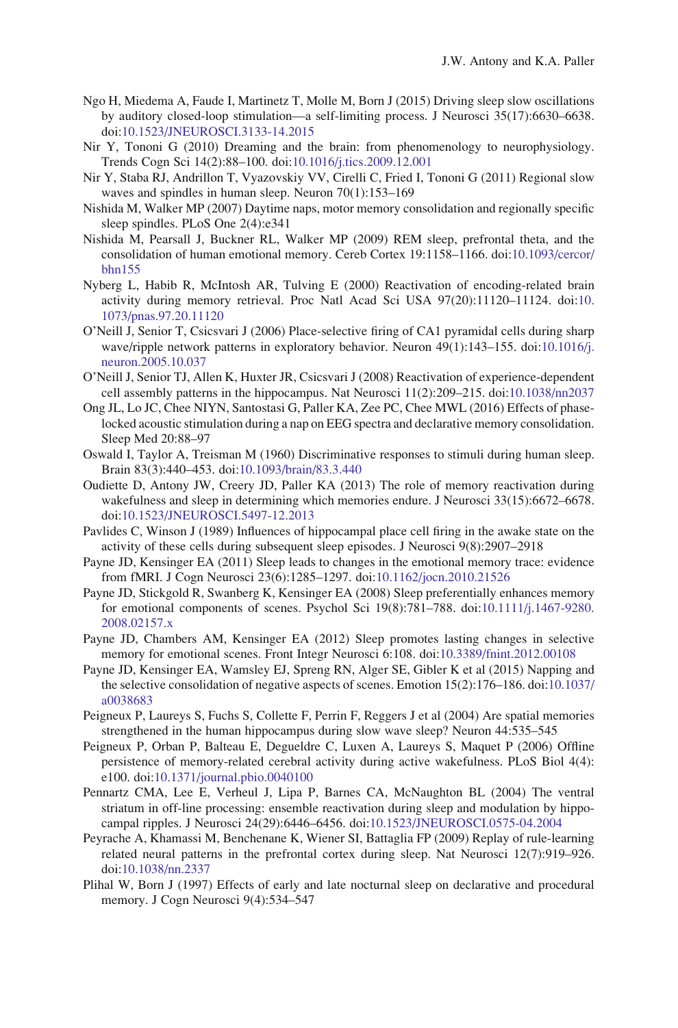Ngo H, Miedema A, Faude I, Martinetz T, Molle M, Born J (2015) Driving sleep slow oscillations by auditory closed-loop stimulation—a self-limiting process. J Neurosci 35(17):6630–6638. doi:10.1523/JNEUROSCI.3133-14.2015

Nir Y, Tononi G (2010) Dreaming and the brain: from phenomenology to neurophysiology. Trends Cogn Sci 14(2):88–100. doi:10.1016/j.tics.2009.12.001

Nir Y, Staba RJ, Andrillon T, Vyazovskiy VV, Cirelli C, Fried I, Tononi G (2011) Regional slow waves and spindles in human sleep. Neuron 70(1):153–169

Nishida M, Walker MP (2007) Daytime naps, motor memory consolidation and regionally specific sleep spindles. PLoS One 2(4):e341

Nishida M, Pearsall J, Buckner RL, Walker MP (2009) REM sleep, prefrontal theta, and the consolidation of human emotional memory. Cereb Cortex 19:1158–1166. doi:10.1093/cercor/bhn155

Nyberg L, Habib R, McIntosh AR, Tulving E (2000) Reactivation of encoding-related brain activity during memory retrieval. Proc Natl Acad Sci USA 97(20):11120–11124. doi:10.1073/pnas.97.20.11120

O'Neill J, Senior T, Csicsvari J (2006) Place-selective firing of CA1 pyramidal cells during sharp wave/ripple network patterns in exploratory behavior. Neuron 49(1):143–155. doi:10.1016/j.neuron.2005.10.037

O'Neill J, Senior TJ, Allen K, Huxter JR, Csicsvari J (2008) Reactivation of experience-dependent cell assembly patterns in the hippocampus. Nat Neurosci 11(2):209–215. doi:10.1038/nn2037

Ong JL, Lo JC, Chee NIYN, Santostasi G, Paller KA, Zee PC, Chee MWL (2016) Effects of phase-locked acoustic stimulation during a nap on EEG spectra and declarative memory consolidation. Sleep Med 20:88–97

Oswald I, Taylor A, Treisman M (1960) Discriminative responses to stimuli during human sleep. Brain 83(3):440–453. doi:10.1093/brain/83.3.440

Oudiette D, Antony JW, Creery JD, Paller KA (2013) The role of memory reactivation during wakefulness and sleep in determining which memories endure. J Neurosci 33(15):6672–6678. doi:10.1523/JNEUROSCI.5497-12.2013

Pavlides C, Winson J (1989) Influences of hippocampal place cell firing in the awake state on the activity of these cells during subsequent sleep episodes. J Neurosci 9(8):2907–2918

Payne JD, Kensinger EA (2011) Sleep leads to changes in the emotional memory trace: evidence from fMRI. J Cogn Neurosci 23(6):1285–1297. doi:10.1162/jocn.2010.21526

Payne JD, Stickgold R, Swanberg K, Kensinger EA (2008) Sleep preferentially enhances memory for emotional components of scenes. Psychol Sci 19(8):781–788. doi:10.1111/j.1467-9280.2008.02157.x

Payne JD, Chambers AM, Kensinger EA (2012) Sleep promotes lasting changes in selective memory for emotional scenes. Front Integr Neurosci 6:108. doi:10.3389/fnint.2012.00108

Payne JD, Kensinger EA, Wamsley EJ, Spreng RN, Alger SE, Gibler K et al (2015) Napping and the selective consolidation of negative aspects of scenes. Emotion 15(2):176–186. doi:10.1037/a0038683

Peigneux P, Laureys S, Fuchs S, Collette F, Perrin F, Reggers J et al (2004) Are spatial memories strengthened in the human hippocampus during slow wave sleep? Neuron 44:535–545

Peigneux P, Orban P, Balteau E, Degueldre C, Luxen A, Laureys S, Maquet P (2006) Offline persistence of memory-related cerebral activity during active wakefulness. PLoS Biol 4(4):e100. doi:10.1371/journal.pbio.0040100

Pennartz CMA, Lee E, Verheul J, Lipa P, Barnes CA, McNaughton BL (2004) The ventral striatum in off-line processing: ensemble reactivation during sleep and modulation by hippocampal ripples. J Neurosci 24(29):6446–6456. doi:10.1523/JNEUROSCI.0575-04.2004

Peyrache A, Khamassi M, Benchenane K, Wiener SI, Battaglia FP (2009) Replay of rule-learning related neural patterns in the prefrontal cortex during sleep. Nat Neurosci 12(7):919–926. doi:10.1038/nn.2337

Plihal W, Born J (1997) Effects of early and late nocturnal sleep on declarative and procedural memory. J Cogn Neurosci 9(4):534–547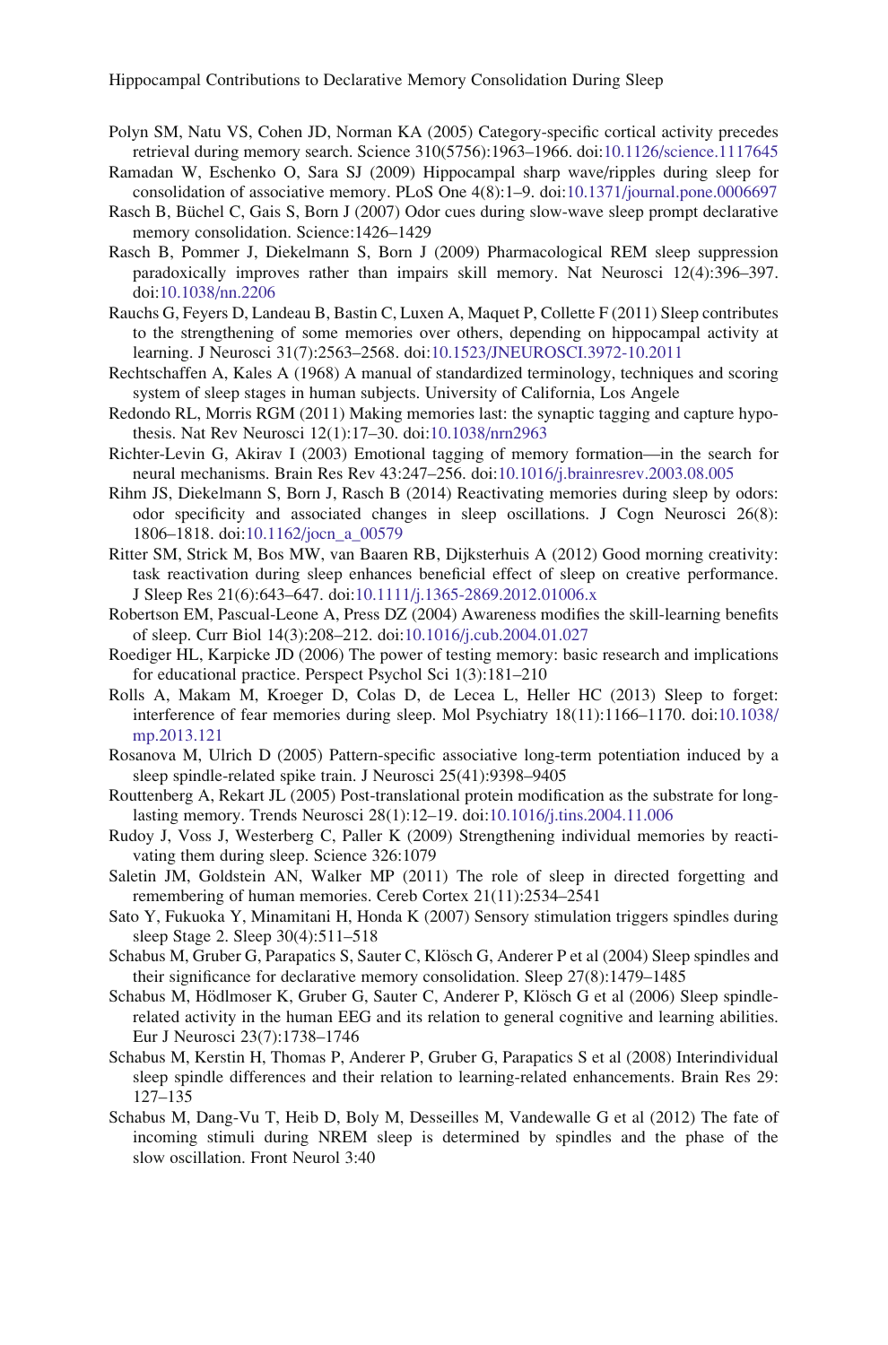Polyn SM, Natu VS, Cohen JD, Norman KA (2005) Category-specific cortical activity precedes retrieval during memory search. Science 310(5756):1963–1966. doi:10.1126/science.1117645

Ramadan W, Eschenko O, Sara SJ (2009) Hippocampal sharp wave/ripples during sleep for consolidation of associative memory. PLoS One 4(8):1–9. doi:10.1371/journal.pone.0006697

Rasch B, Büchel C, Gais S, Born J (2007) Odor cues during slow-wave sleep prompt declarative memory consolidation. Science:1426–1429

Rasch B, Pommer J, Diekelmann S, Born J (2009) Pharmacological REM sleep suppression paradoxically improves rather than impairs skill memory. Nat Neurosci 12(4):396–397. doi:10.1038/nn.2206

Rauchs G, Feyers D, Landeau B, Bastin C, Luxen A, Maquet P, Collette F (2011) Sleep contributes to the strengthening of some memories over others, depending on hippocampal activity at learning. J Neurosci 31(7):2563–2568. doi:10.1523/JNEUROSCI.3972-10.2011

Rechtschaffen A, Kales A (1968) A manual of standardized terminology, techniques and scoring system of sleep stages in human subjects. University of California, Los Angele

Redondo RL, Morris RGM (2011) Making memories last: the synaptic tagging and capture hypothesis. Nat Rev Neurosci 12(1):17–30. doi:10.1038/nrn2963

Richter-Levin G, Akirav I (2003) Emotional tagging of memory formation—in the search for neural mechanisms. Brain Res Rev 43:247–256. doi:10.1016/j.brainresrev.2003.08.005

Rihm JS, Diekelmann S, Born J, Rasch B (2014) Reactivating memories during sleep by odors: odor specificity and associated changes in sleep oscillations. J Cogn Neurosci 26(8): 1806–1818. doi:10.1162/jocn_a_00579

Ritter SM, Strick M, Bos MW, van Baaren RB, Dijksterhuis A (2012) Good morning creativity: task reactivation during sleep enhances beneficial effect of sleep on creative performance. J Sleep Res 21(6):643–647. doi:10.1111/j.1365-2869.2012.01006.x

Robertson EM, Pascual-Leone A, Press DZ (2004) Awareness modifies the skill-learning benefits of sleep. Curr Biol 14(3):208–212. doi:10.1016/j.cub.2004.01.027

Roediger HL, Karpicke JD (2006) The power of testing memory: basic research and implications for educational practice. Perspect Psychol Sci 1(3):181–210

Rolls A, Makam M, Kroeger D, Colas D, de Lecea L, Heller HC (2013) Sleep to forget: interference of fear memories during sleep. Mol Psychiatry 18(11):1166–1170. doi:10.1038/mp.2013.121

Rosanova M, Ulrich D (2005) Pattern-specific associative long-term potentiation induced by a sleep spindle-related spike train. J Neurosci 25(41):9398–9405

Routtenberg A, Rekart JL (2005) Post-translational protein modification as the substrate for long-lasting memory. Trends Neurosci 28(1):12–19. doi:10.1016/j.tins.2004.11.006

Rudoy J, Voss J, Westerberg C, Paller K (2009) Strengthening individual memories by reactivating them during sleep. Science 326:1079

Saletin JM, Goldstein AN, Walker MP (2011) The role of sleep in directed forgetting and remembering of human memories. Cereb Cortex 21(11):2534–2541

Sato Y, Fukuoka Y, Minamitani H, Honda K (2007) Sensory stimulation triggers spindles during sleep Stage 2. Sleep 30(4):511–518

Schabus M, Gruber G, Parapatics S, Sauter C, Klösch G, Anderer P et al (2004) Sleep spindles and their significance for declarative memory consolidation. Sleep 27(8):1479–1485

Schabus M, Hödlmoser K, Gruber G, Sauter C, Anderer P, Klösch G et al (2006) Sleep spindle-related activity in the human EEG and its relation to general cognitive and learning abilities. Eur J Neurosci 23(7):1738–1746

Schabus M, Kerstin H, Thomas P, Anderer P, Gruber G, Parapatics S et al (2008) Interindividual sleep spindle differences and their relation to learning-related enhancements. Brain Res 29: 127–135

Schabus M, Dang-Vu T, Heib D, Boly M, Desseilles M, Vandewalle G et al (2012) The fate of incoming stimuli during NREM sleep is determined by spindles and the phase of the slow oscillation. Front Neurol 3:40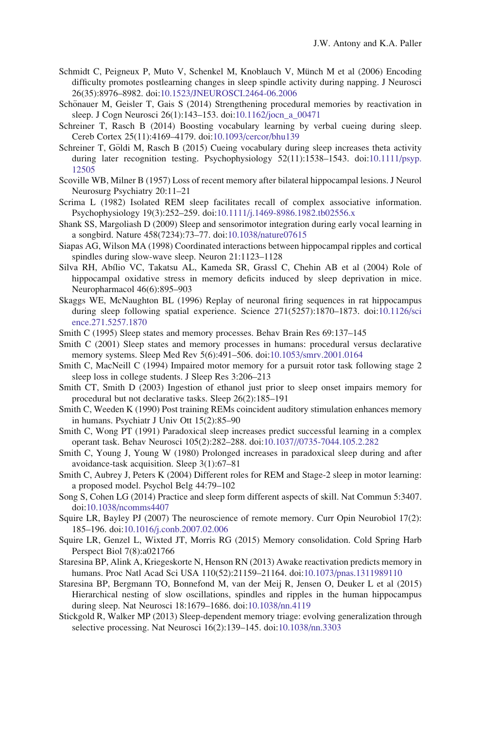Schmidt C, Peigneux P, Muto V, Schenkel M, Knoblauch V, Münch M et al (2006) Encoding difficulty promotes postlearning changes in sleep spindle activity during napping. J Neurosci 26(35):8976–8982. doi:10.1523/JNEUROSCI.2464-06.2006

Schönauer M, Geisler T, Gais S (2014) Strengthening procedural memories by reactivation in sleep. J Cogn Neurosci 26(1):143–153. doi:10.1162/jocn_a_00471

Schreiner T, Rasch B (2014) Boosting vocabulary learning by verbal cueing during sleep. Cereb Cortex 25(11):4169–4179. doi:10.1093/cercor/bhu139

Schreiner T, Göldi M, Rasch B (2015) Cueing vocabulary during sleep increases theta activity during later recognition testing. Psychophysiology 52(11):1538–1543. doi:10.1111/psyp.12505

Scoville WB, Milner B (1957) Loss of recent memory after bilateral hippocampal lesions. J Neurol Neurosurg Psychiatry 20:11–21

Scrima L (1982) Isolated REM sleep facilitates recall of complex associative information. Psychophysiology 19(3):252–259. doi:10.1111/j.1469-8986.1982.tb02556.x

Shank SS, Margoliash D (2009) Sleep and sensorimotor integration during early vocal learning in a songbird. Nature 458(7234):73–77. doi:10.1038/nature07615

Siapas AG, Wilson MA (1998) Coordinated interactions between hippocampal ripples and cortical spindles during slow-wave sleep. Neuron 21:1123–1128

Silva RH, Abílio VC, Takatsu AL, Kameda SR, Grassl C, Chehin AB et al (2004) Role of hippocampal oxidative stress in memory deficits induced by sleep deprivation in mice. Neuropharmacol 46(6):895–903

Skaggs WE, McNaughton BL (1996) Replay of neuronal firing sequences in rat hippocampus during sleep following spatial experience. Science 271(5257):1870–1873. doi:10.1126/science.271.5257.1870

Smith C (1995) Sleep states and memory processes. Behav Brain Res 69:137–145

Smith C (2001) Sleep states and memory processes in humans: procedural versus declarative memory systems. Sleep Med Rev 5(6):491–506. doi:10.1053/smrv.2001.0164

Smith C, MacNeill C (1994) Impaired motor memory for a pursuit rotor task following stage 2 sleep loss in college students. J Sleep Res 3:206–213

Smith CT, Smith D (2003) Ingestion of ethanol just prior to sleep onset impairs memory for procedural but not declarative tasks. Sleep 26(2):185–191

Smith C, Weeden K (1990) Post training REMs coincident auditory stimulation enhances memory in humans. Psychiatr J Univ Ott 15(2):85–90

Smith C, Wong PT (1991) Paradoxical sleep increases predict successful learning in a complex operant task. Behav Neurosci 105(2):282–288. doi:10.1037//0735-7044.105.2.282

Smith C, Young J, Young W (1980) Prolonged increases in paradoxical sleep during and after avoidance-task acquisition. Sleep 3(1):67–81

Smith C, Aubrey J, Peters K (2004) Different roles for REM and Stage-2 sleep in motor learning: a proposed model. Psychol Belg 44:79–102

Song S, Cohen LG (2014) Practice and sleep form different aspects of skill. Nat Commun 5:3407. doi:10.1038/ncomms4407

Squire LR, Bayley PJ (2007) The neuroscience of remote memory. Curr Opin Neurobiol 17(2):185–196. doi:10.1016/j.conb.2007.02.006

Squire LR, Genzel L, Wixted JT, Morris RG (2015) Memory consolidation. Cold Spring Harb Perspect Biol 7(8):a021766

Staresina BP, Alink A, Kriegeskorte N, Henson RN (2013) Awake reactivation predicts memory in humans. Proc Natl Acad Sci USA 110(52):21159–21164. doi:10.1073/pnas.1311989110

Staresina BP, Bergmann TO, Bonnefond M, van der Meij R, Jensen O, Deuker L et al (2015) Hierarchical nesting of slow oscillations, spindles and ripples in the human hippocampus during sleep. Nat Neurosci 18:1679–1686. doi:10.1038/nn.4119

Stickgold R, Walker MP (2013) Sleep-dependent memory triage: evolving generalization through selective processing. Nat Neurosci 16(2):139–145. doi:10.1038/nn.3303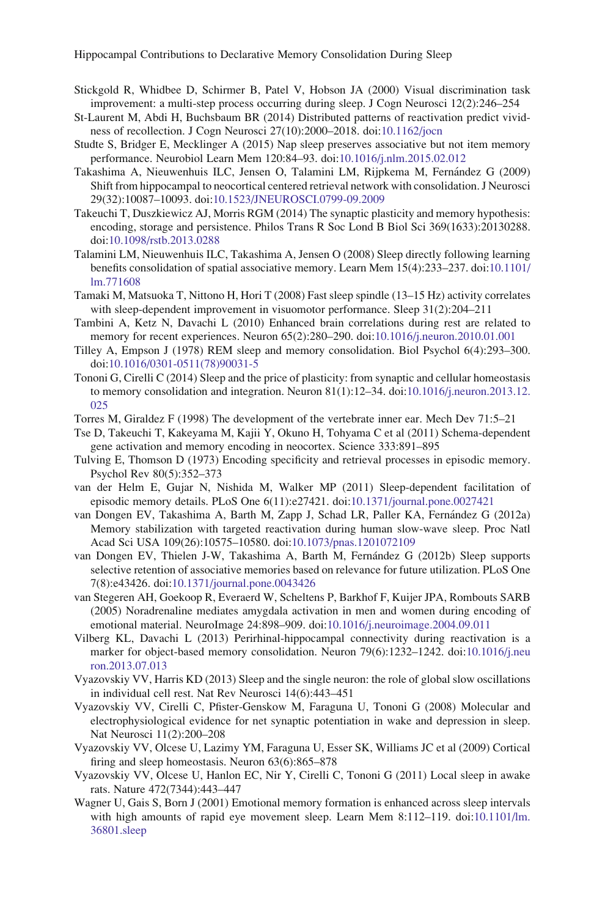Stickgold R, Whidbee D, Schirmer B, Patel V, Hobson JA (2000) Visual discrimination task improvement: a multi-step process occurring during sleep. J Cogn Neurosci 12(2):246–254

St-Laurent M, Abdi H, Buchsbaum BR (2014) Distributed patterns of reactivation predict vividness of recollection. J Cogn Neurosci 27(10):2000–2018. doi:10.1162/jocn

Studte S, Bridger E, Mecklinger A (2015) Nap sleep preserves associative but not item memory performance. Neurobiol Learn Mem 120:84–93. doi:10.1016/j.nlm.2015.02.012

Takashima A, Nieuwenhuis ILC, Jensen O, Talamini LM, Rijpkema M, Fernández G (2009) Shift from hippocampal to neocortical centered retrieval network with consolidation. J Neurosci 29(32):10087–10093. doi:10.1523/JNEUROSCI.0799-09.2009

Takeuchi T, Duszkiewicz AJ, Morris RGM (2014) The synaptic plasticity and memory hypothesis: encoding, storage and persistence. Philos Trans R Soc Lond B Biol Sci 369(1633):20130288. doi:10.1098/rstb.2013.0288

Talamini LM, Nieuwenhuis ILC, Takashima A, Jensen O (2008) Sleep directly following learning benefits consolidation of spatial associative memory. Learn Mem 15(4):233–237. doi:10.1101/lm.771608

Tamaki M, Matsuoka T, Nittono H, Hori T (2008) Fast sleep spindle (13–15 Hz) activity correlates with sleep-dependent improvement in visuomotor performance. Sleep 31(2):204–211

Tambini A, Ketz N, Davachi L (2010) Enhanced brain correlations during rest are related to memory for recent experiences. Neuron 65(2):280–290. doi:10.1016/j.neuron.2010.01.001

Tilley A, Empson J (1978) REM sleep and memory consolidation. Biol Psychol 6(4):293–300. doi:10.1016/0301-0511(78)90031-5

Tononi G, Cirelli C (2014) Sleep and the price of plasticity: from synaptic and cellular homeostasis to memory consolidation and integration. Neuron 81(1):12–34. doi:10.1016/j.neuron.2013.12.025

Torres M, Giraldez F (1998) The development of the vertebrate inner ear. Mech Dev 71:5–21

Tse D, Takeuchi T, Kakeyama M, Kajii Y, Okuno H, Tohyama C et al (2011) Schema-dependent gene activation and memory encoding in neocortex. Science 333:891–895

Tulving E, Thomson D (1973) Encoding specificity and retrieval processes in episodic memory. Psychol Rev 80(5):352–373

van der Helm E, Gujar N, Nishida M, Walker MP (2011) Sleep-dependent facilitation of episodic memory details. PLoS One 6(11):e27421. doi:10.1371/journal.pone.0027421

van Dongen EV, Takashima A, Barth M, Zapp J, Schad LR, Paller KA, Fernández G (2012a) Memory stabilization with targeted reactivation during human slow-wave sleep. Proc Natl Acad Sci USA 109(26):10575–10580. doi:10.1073/pnas.1201072109

van Dongen EV, Thielen J-W, Takashima A, Barth M, Fernández G (2012b) Sleep supports selective retention of associative memories based on relevance for future utilization. PLoS One 7(8):e43426. doi:10.1371/journal.pone.0043426

van Stegeren AH, Goekoop R, Everaerd W, Scheltens P, Barkhof F, Kuijer JPA, Rombouts SARB (2005) Noradrenaline mediates amygdala activation in men and women during encoding of emotional material. NeuroImage 24:898–909. doi:10.1016/j.neuroimage.2004.09.011

Vilberg KL, Davachi L (2013) Perirhinal-hippocampal connectivity during reactivation is a marker for object-based memory consolidation. Neuron 79(6):1232–1242. doi:10.1016/j.neuron.2013.07.013

Vyazovskiy VV, Harris KD (2013) Sleep and the single neuron: the role of global slow oscillations in individual cell rest. Nat Rev Neurosci 14(6):443–451

Vyazovskiy VV, Cirelli C, Pfister-Genskow M, Faraguna U, Tononi G (2008) Molecular and electrophysiological evidence for net synaptic potentiation in wake and depression in sleep. Nat Neurosci 11(2):200–208

Vyazovskiy VV, Olcese U, Lazimy YM, Faraguna U, Esser SK, Williams JC et al (2009) Cortical firing and sleep homeostasis. Neuron 63(6):865–878

Vyazovskiy VV, Olcese U, Hanlon EC, Nir Y, Cirelli C, Tononi G (2011) Local sleep in awake rats. Nature 472(7344):443–447

Wagner U, Gais S, Born J (2001) Emotional memory formation is enhanced across sleep intervals with high amounts of rapid eye movement sleep. Learn Mem 8:112–119. doi:10.1101/lm.36801.sleep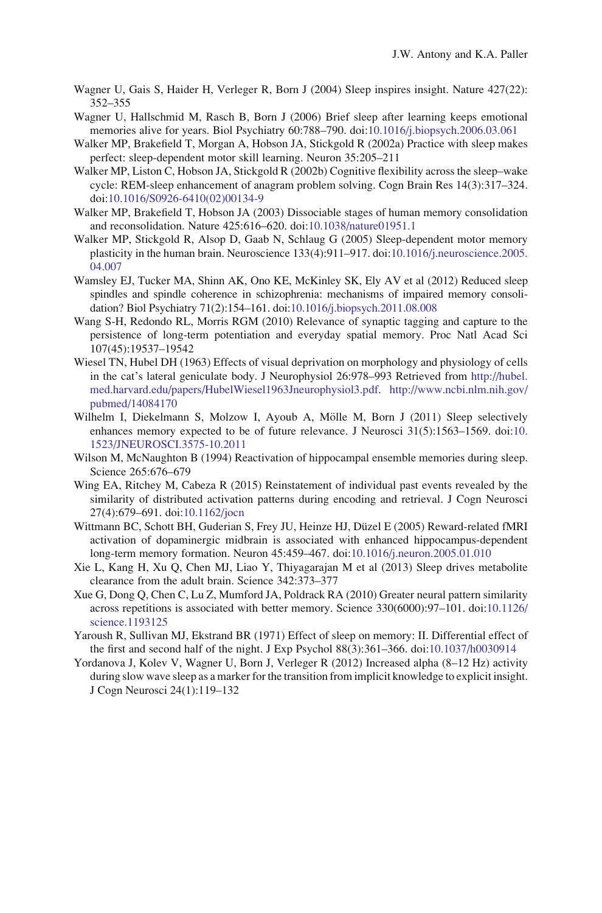Wagner U, Gais S, Haider H, Verleger R, Born J (2004) Sleep inspires insight. Nature 427(22): 352–355

Wagner U, Hallschmid M, Rasch B, Born J (2006) Brief sleep after learning keeps emotional memories alive for years. Biol Psychiatry 60:788–790. doi:10.1016/j.biopsych.2006.03.061

Walker MP, Brakefield T, Morgan A, Hobson JA, Stickgold R (2002a) Practice with sleep makes perfect: sleep-dependent motor skill learning. Neuron 35:205–211

Walker MP, Liston C, Hobson JA, Stickgold R (2002b) Cognitive flexibility across the sleep–wake cycle: REM-sleep enhancement of anagram problem solving. Cogn Brain Res 14(3):317–324. doi:10.1016/S0926-6410(02)00134-9

Walker MP, Brakefield T, Hobson JA (2003) Dissociable stages of human memory consolidation and reconsolidation. Nature 425:616–620. doi:10.1038/nature01951.1

Walker MP, Stickgold R, Alsop D, Gaab N, Schlaug G (2005) Sleep-dependent motor memory plasticity in the human brain. Neuroscience 133(4):911–917. doi:10.1016/j.neuroscience.2005.04.007

Wamsley EJ, Tucker MA, Shinn AK, Ono KE, McKinley SK, Ely AV et al (2012) Reduced sleep spindles and spindle coherence in schizophrenia: mechanisms of impaired memory consolidation? Biol Psychiatry 71(2):154–161. doi:10.1016/j.biopsych.2011.08.008

Wang S-H, Redondo RL, Morris RGM (2010) Relevance of synaptic tagging and capture to the persistence of long-term potentiation and everyday spatial memory. Proc Natl Acad Sci 107(45):19537–19542

Wiesel TN, Hubel DH (1963) Effects of visual deprivation on morphology and physiology of cells in the cat's lateral geniculate body. J Neurophysiol 26:978–993 Retrieved from http://hubel.med.harvard.edu/papers/HubelWiesel1963Jneurophysiol3.pdf. http://www.ncbi.nlm.nih.gov/pubmed/14084170

Wilhelm I, Diekelmann S, Molzow I, Ayoub A, Mölle M, Born J (2011) Sleep selectively enhances memory expected to be of future relevance. J Neurosci 31(5):1563–1569. doi:10.1523/JNEUROSCI.3575-10.2011

Wilson M, McNaughton B (1994) Reactivation of hippocampal ensemble memories during sleep. Science 265:676–679

Wing EA, Ritchey M, Cabeza R (2015) Reinstatement of individual past events revealed by the similarity of distributed activation patterns during encoding and retrieval. J Cogn Neurosci 27(4):679–691. doi:10.1162/jocn

Wittmann BC, Schott BH, Guderian S, Frey JU, Heinze HJ, Düzel E (2005) Reward-related fMRI activation of dopaminergic midbrain is associated with enhanced hippocampus-dependent long-term memory formation. Neuron 45:459–467. doi:10.1016/j.neuron.2005.01.010

Xie L, Kang H, Xu Q, Chen MJ, Liao Y, Thiyagarajan M et al (2013) Sleep drives metabolite clearance from the adult brain. Science 342:373–377

Xue G, Dong Q, Chen C, Lu Z, Mumford JA, Poldrack RA (2010) Greater neural pattern similarity across repetitions is associated with better memory. Science 330(6000):97–101. doi:10.1126/science.1193125

Yaroush R, Sullivan MJ, Ekstrand BR (1971) Effect of sleep on memory: II. Differential effect of the first and second half of the night. J Exp Psychol 88(3):361–366. doi:10.1037/h0030914

Yordanova J, Kolev V, Wagner U, Born J, Verleger R (2012) Increased alpha (8–12 Hz) activity during slow wave sleep as a marker for the transition from implicit knowledge to explicit insight. J Cogn Neurosci 24(1):119–132